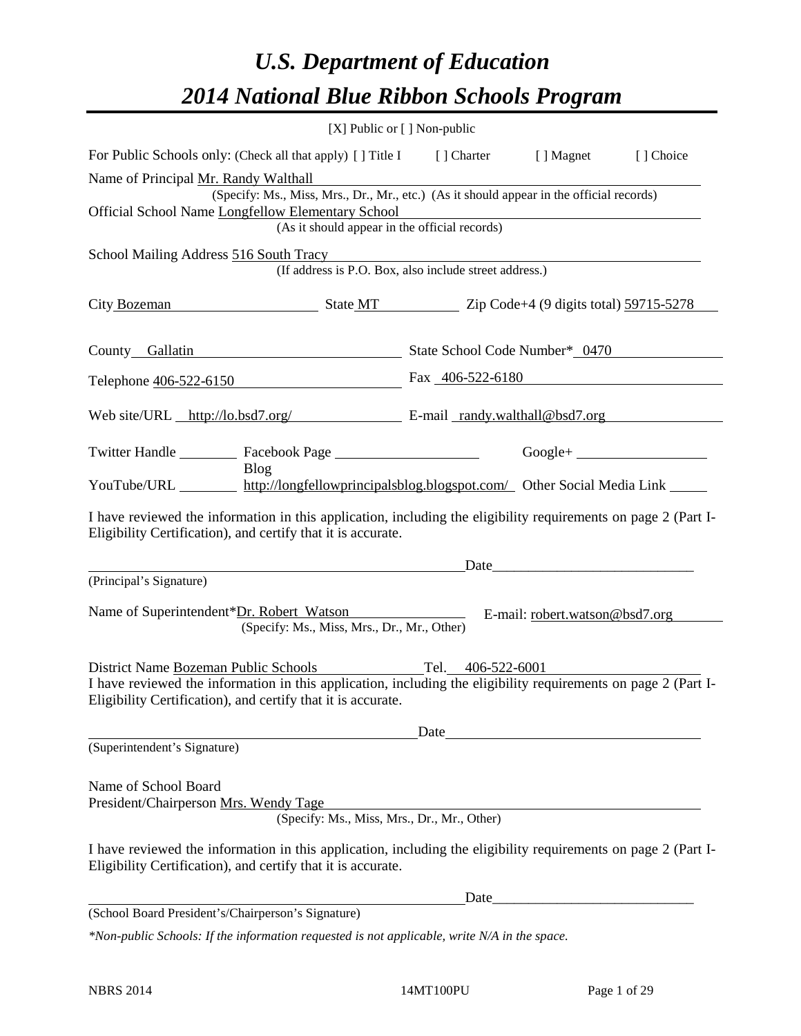# *U.S. Department of Education*
# *2014 National Blue Ribbon Schools Program*

[X] Public or [ ] Non-public

For Public Schools only: (Check all that apply) [ ] Title I [ ] Charter [ ] Magnet [ ] Choice

Name of Principal Mr. Randy Walthall
(Specify: Ms., Miss, Mrs., Dr., Mr., etc.) (As it should appear in the official records)

Official School Name Longfellow Elementary School
(As it should appear in the official records)

School Mailing Address 516 South Tracy
(If address is P.O. Box, also include street address.)

City Bozeman State MT Zip Code+4 (9 digits total) 59715-5278

County Gallatin State School Code Number* 0470

Telephone 406-522-6150 Fax 406-522-6180

Web site/URL http://lo.bsd7.org/ E-mail randy.walthall@bsd7.org

Twitter Handle ________ Facebook Page ____________________ Google+ __________________

YouTube/URL ________ Blog http://longfellowprincipalsblog.blogspot.com/ Other Social Media Link _____

I have reviewed the information in this application, including the eligibility requirements on page 2 (Part I-Eligibility Certification), and certify that it is accurate.

_________________________________________________Date_____________________________
(Principal's Signature)

Name of Superintendent*Dr. Robert Watson E-mail: robert.watson@bsd7.org
(Specify: Ms., Miss, Mrs., Dr., Mr., Other)

District Name Bozeman Public Schools Tel. 406-522-6001

I have reviewed the information in this application, including the eligibility requirements on page 2 (Part I-Eligibility Certification), and certify that it is accurate.

_________________________________________________Date_____________________________
(Superintendent's Signature)

Name of School Board
President/Chairperson Mrs. Wendy Tage
(Specify: Ms., Miss, Mrs., Dr., Mr., Other)

I have reviewed the information in this application, including the eligibility requirements on page 2 (Part I-Eligibility Certification), and certify that it is accurate.

_________________________________________________Date_____________________________
(School Board President's/Chairperson's Signature)

*\*Non-public Schools: If the information requested is not applicable, write N/A in the space.*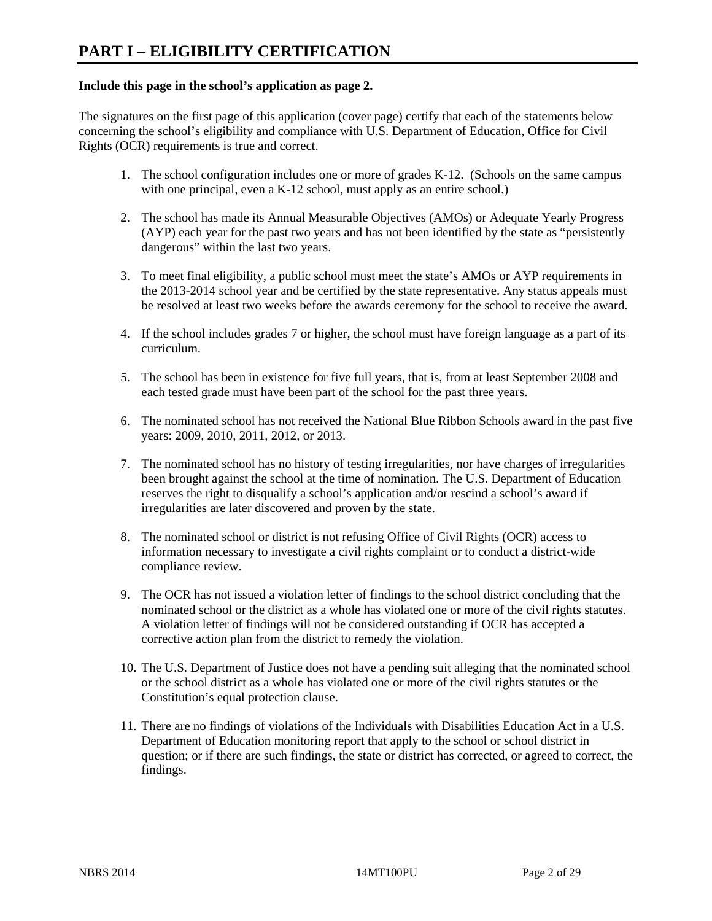# PART I – ELIGIBILITY CERTIFICATION

**Include this page in the school's application as page 2.**

The signatures on the first page of this application (cover page) certify that each of the statements below concerning the school's eligibility and compliance with U.S. Department of Education, Office for Civil Rights (OCR) requirements is true and correct.

1. The school configuration includes one or more of grades K-12. (Schools on the same campus with one principal, even a K-12 school, must apply as an entire school.)
2. The school has made its Annual Measurable Objectives (AMOs) or Adequate Yearly Progress (AYP) each year for the past two years and has not been identified by the state as "persistently dangerous" within the last two years.
3. To meet final eligibility, a public school must meet the state's AMOs or AYP requirements in the 2013-2014 school year and be certified by the state representative. Any status appeals must be resolved at least two weeks before the awards ceremony for the school to receive the award.
4. If the school includes grades 7 or higher, the school must have foreign language as a part of its curriculum.
5. The school has been in existence for five full years, that is, from at least September 2008 and each tested grade must have been part of the school for the past three years.
6. The nominated school has not received the National Blue Ribbon Schools award in the past five years: 2009, 2010, 2011, 2012, or 2013.
7. The nominated school has no history of testing irregularities, nor have charges of irregularities been brought against the school at the time of nomination. The U.S. Department of Education reserves the right to disqualify a school's application and/or rescind a school's award if irregularities are later discovered and proven by the state.
8. The nominated school or district is not refusing Office of Civil Rights (OCR) access to information necessary to investigate a civil rights complaint or to conduct a district-wide compliance review.
9. The OCR has not issued a violation letter of findings to the school district concluding that the nominated school or the district as a whole has violated one or more of the civil rights statutes. A violation letter of findings will not be considered outstanding if OCR has accepted a corrective action plan from the district to remedy the violation.
10. The U.S. Department of Justice does not have a pending suit alleging that the nominated school or the school district as a whole has violated one or more of the civil rights statutes or the Constitution's equal protection clause.
11. There are no findings of violations of the Individuals with Disabilities Education Act in a U.S. Department of Education monitoring report that apply to the school or school district in question; or if there are such findings, the state or district has corrected, or agreed to correct, the findings.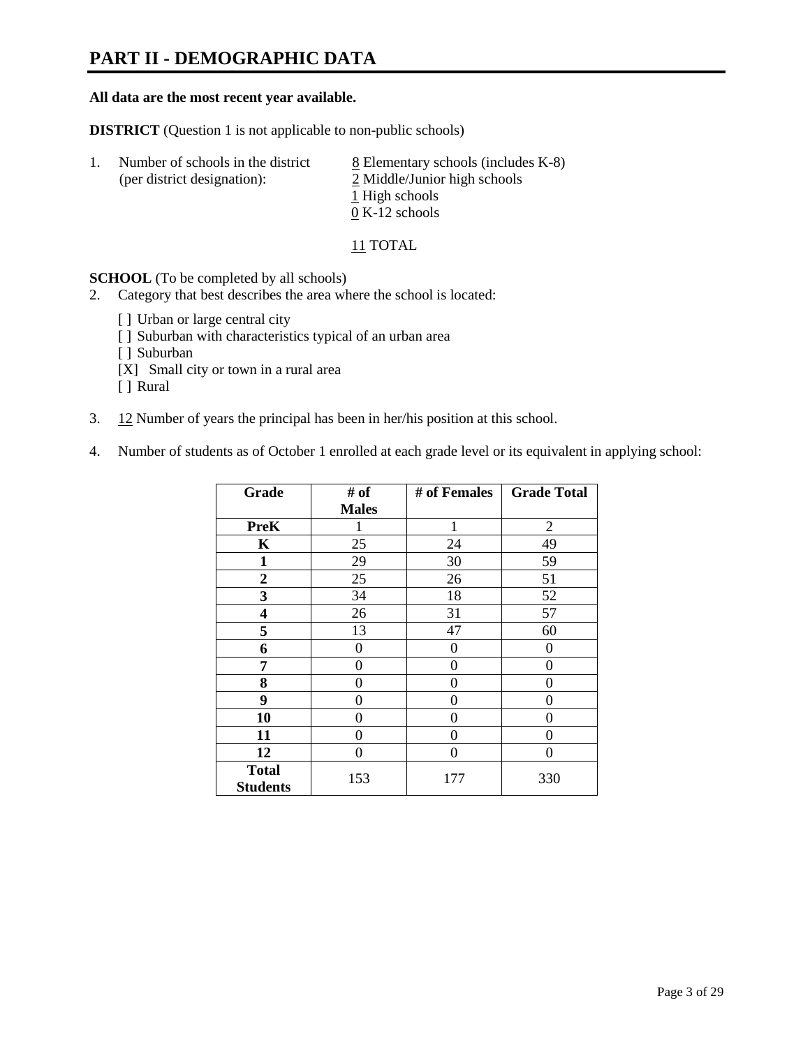# PART II - DEMOGRAPHIC DATA

**All data are the most recent year available.**

**DISTRICT** (Question 1 is not applicable to non-public schools)

1. Number of schools in the district (per district designation):
   8 Elementary schools (includes K-8)
   2 Middle/Junior high schools
   1 High schools
   0 K-12 schools

   11 TOTAL

**SCHOOL** (To be completed by all schools)

2. Category that best describes the area where the school is located:

   [ ] Urban or large central city
   [ ] Suburban with characteristics typical of an urban area
   [ ] Suburban
   [X] Small city or town in a rural area
   [ ] Rural

3. 12 Number of years the principal has been in her/his position at this school.

4. Number of students as of October 1 enrolled at each grade level or its equivalent in applying school:

| Grade | # of Males | # of Females | Grade Total |
|---|---|---|---|
| **PreK** | 1 | 1 | 2 |
| **K** | 25 | 24 | 49 |
| **1** | 29 | 30 | 59 |
| **2** | 25 | 26 | 51 |
| **3** | 34 | 18 | 52 |
| **4** | 26 | 31 | 57 |
| **5** | 13 | 47 | 60 |
| **6** | 0 | 0 | 0 |
| **7** | 0 | 0 | 0 |
| **8** | 0 | 0 | 0 |
| **9** | 0 | 0 | 0 |
| **10** | 0 | 0 | 0 |
| **11** | 0 | 0 | 0 |
| **12** | 0 | 0 | 0 |
| **Total Students** | 153 | 177 | 330 |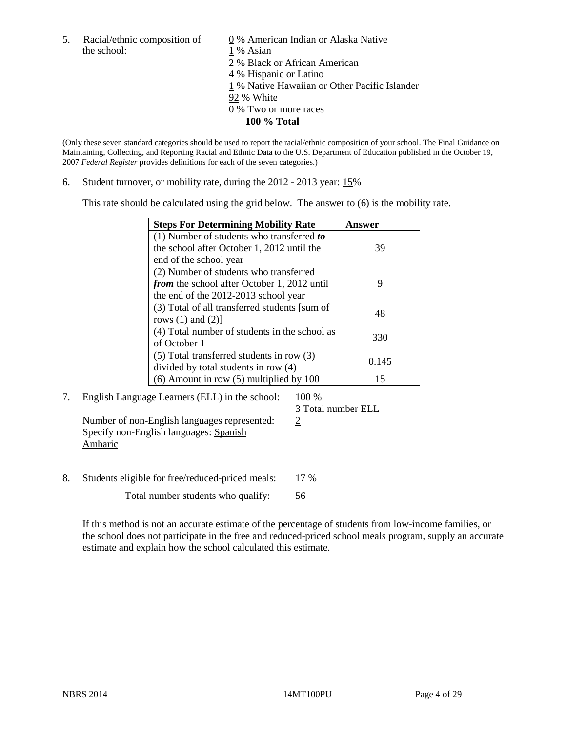5. Racial/ethnic composition of the school:

0 % American Indian or Alaska Native
1 % Asian
2 % Black or African American
4 % Hispanic or Latino
1 % Native Hawaiian or Other Pacific Islander
92 % White
0 % Two or more races
**100 % Total**

(Only these seven standard categories should be used to report the racial/ethnic composition of your school. The Final Guidance on Maintaining, Collecting, and Reporting Racial and Ethnic Data to the U.S. Department of Education published in the October 19, 2007 *Federal Register* provides definitions for each of the seven categories.)

6. Student turnover, or mobility rate, during the 2012 - 2013 year: 15%

This rate should be calculated using the grid below. The answer to (6) is the mobility rate.

| **Steps For Determining Mobility Rate** | **Answer** |
|---|---|
| (1) Number of students who transferred ***to*** the school after October 1, 2012 until the end of the school year | 39 |
| (2) Number of students who transferred ***from*** the school after October 1, 2012 until the end of the 2012-2013 school year | 9 |
| (3) Total of all transferred students [sum of rows (1) and (2)] | 48 |
| (4) Total number of students in the school as of October 1 | 330 |
| (5) Total transferred students in row (3) divided by total students in row (4) | 0.145 |
| (6) Amount in row (5) multiplied by 100 | 15 |

7. English Language Learners (ELL) in the school: 100 %

3 Total number ELL

Number of non-English languages represented: 2

Specify non-English languages: Spanish Amharic

8. Students eligible for free/reduced-priced meals: 17 %

Total number students who qualify: 56

If this method is not an accurate estimate of the percentage of students from low-income families, or the school does not participate in the free and reduced-priced school meals program, supply an accurate estimate and explain how the school calculated this estimate.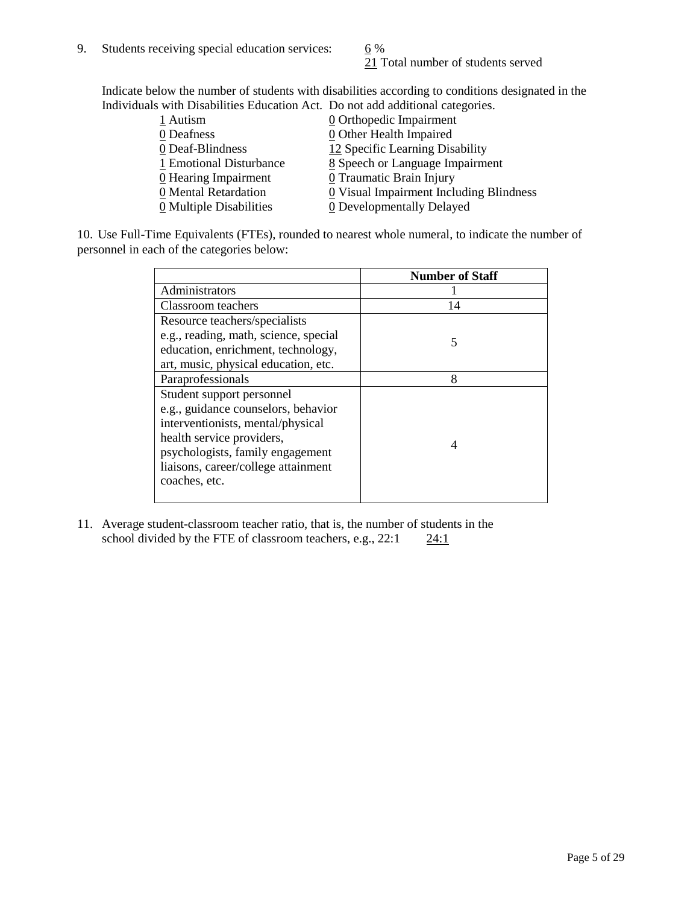9. Students receiving special education services: 6 %
   21 Total number of students served

Indicate below the number of students with disabilities according to conditions designated in the Individuals with Disabilities Education Act. Do not add additional categories.

| | |
|---|---|
| 1 Autism | 0 Orthopedic Impairment |
| 0 Deafness | 0 Other Health Impaired |
| 0 Deaf-Blindness | 12 Specific Learning Disability |
| 1 Emotional Disturbance | 8 Speech or Language Impairment |
| 0 Hearing Impairment | 0 Traumatic Brain Injury |
| 0 Mental Retardation | 0 Visual Impairment Including Blindness |
| 0 Multiple Disabilities | 0 Developmentally Delayed |

10. Use Full-Time Equivalents (FTEs), rounded to nearest whole numeral, to indicate the number of personnel in each of the categories below:

| | Number of Staff |
|---|---|
| Administrators | 1 |
| Classroom teachers | 14 |
| Resource teachers/specialists e.g., reading, math, science, special education, enrichment, technology, art, music, physical education, etc. | 5 |
| Paraprofessionals | 8 |
| Student support personnel e.g., guidance counselors, behavior interventionists, mental/physical health service providers, psychologists, family engagement liaisons, career/college attainment coaches, etc. | 4 |

11. Average student-classroom teacher ratio, that is, the number of students in the school divided by the FTE of classroom teachers, e.g., 22:1 24:1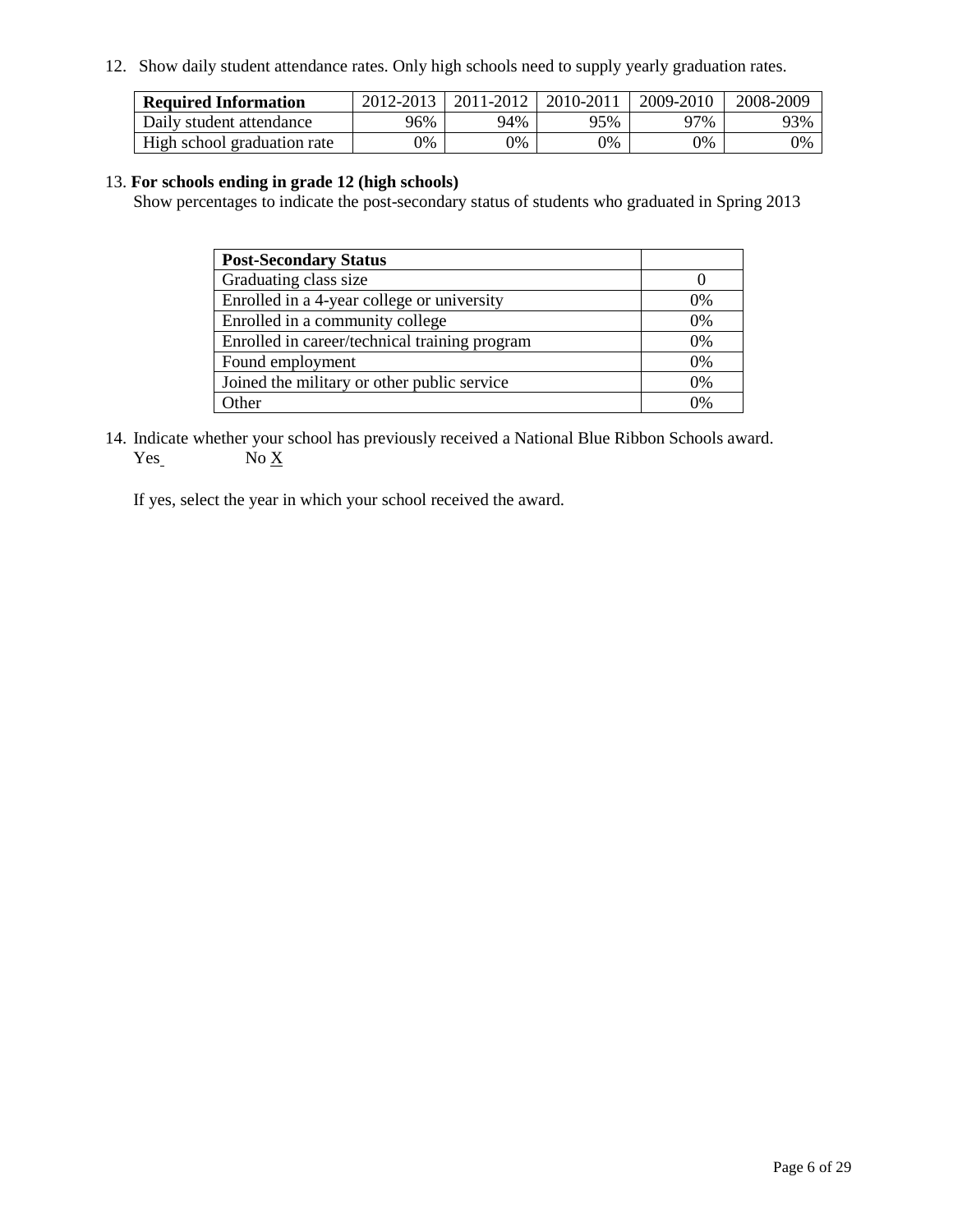12. Show daily student attendance rates. Only high schools need to supply yearly graduation rates.

| Required Information | 2012-2013 | 2011-2012 | 2010-2011 | 2009-2010 | 2008-2009 |
|---|---|---|---|---|---|
| Daily student attendance | 96% | 94% | 95% | 97% | 93% |
| High school graduation rate | 0% | 0% | 0% | 0% | 0% |

13. **For schools ending in grade 12 (high schools)**
Show percentages to indicate the post-secondary status of students who graduated in Spring 2013

| Post-Secondary Status | |
|---|---|
| Graduating class size | 0 |
| Enrolled in a 4-year college or university | 0% |
| Enrolled in a community college | 0% |
| Enrolled in career/technical training program | 0% |
| Found employment | 0% |
| Joined the military or other public service | 0% |
| Other | 0% |

14. Indicate whether your school has previously received a National Blue Ribbon Schools award.
Yes No X

If yes, select the year in which your school received the award.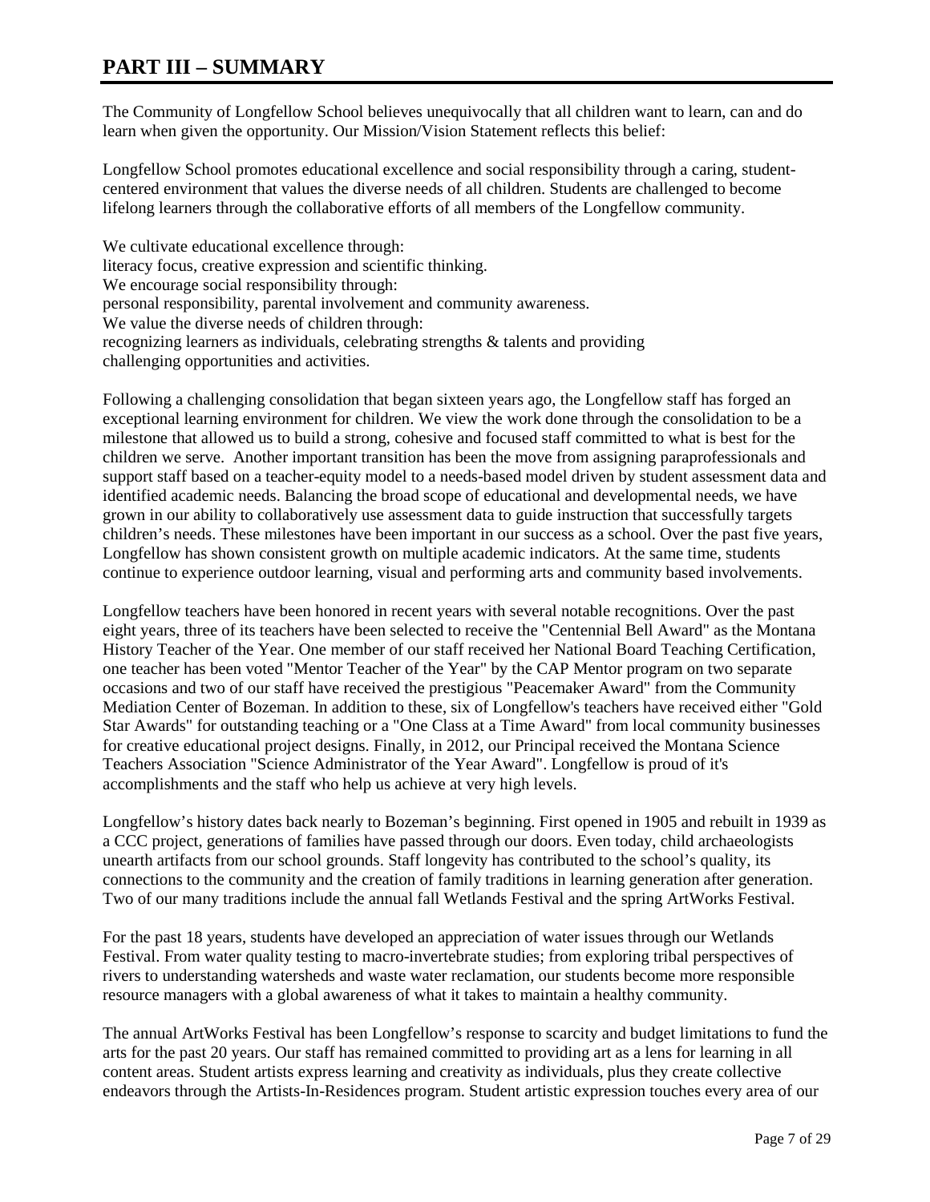# PART III – SUMMARY

The Community of Longfellow School believes unequivocally that all children want to learn, can and do learn when given the opportunity. Our Mission/Vision Statement reflects this belief:

Longfellow School promotes educational excellence and social responsibility through a caring, student-centered environment that values the diverse needs of all children. Students are challenged to become lifelong learners through the collaborative efforts of all members of the Longfellow community.

We cultivate educational excellence through:
literacy focus, creative expression and scientific thinking.
We encourage social responsibility through:
personal responsibility, parental involvement and community awareness.
We value the diverse needs of children through:
recognizing learners as individuals, celebrating strengths & talents and providing challenging opportunities and activities.

Following a challenging consolidation that began sixteen years ago, the Longfellow staff has forged an exceptional learning environment for children. We view the work done through the consolidation to be a milestone that allowed us to build a strong, cohesive and focused staff committed to what is best for the children we serve. Another important transition has been the move from assigning paraprofessionals and support staff based on a teacher-equity model to a needs-based model driven by student assessment data and identified academic needs. Balancing the broad scope of educational and developmental needs, we have grown in our ability to collaboratively use assessment data to guide instruction that successfully targets children's needs. These milestones have been important in our success as a school. Over the past five years, Longfellow has shown consistent growth on multiple academic indicators. At the same time, students continue to experience outdoor learning, visual and performing arts and community based involvements.

Longfellow teachers have been honored in recent years with several notable recognitions. Over the past eight years, three of its teachers have been selected to receive the "Centennial Bell Award" as the Montana History Teacher of the Year. One member of our staff received her National Board Teaching Certification, one teacher has been voted "Mentor Teacher of the Year" by the CAP Mentor program on two separate occasions and two of our staff have received the prestigious "Peacemaker Award" from the Community Mediation Center of Bozeman. In addition to these, six of Longfellow's teachers have received either "Gold Star Awards" for outstanding teaching or a "One Class at a Time Award" from local community businesses for creative educational project designs. Finally, in 2012, our Principal received the Montana Science Teachers Association "Science Administrator of the Year Award". Longfellow is proud of it's accomplishments and the staff who help us achieve at very high levels.

Longfellow's history dates back nearly to Bozeman's beginning. First opened in 1905 and rebuilt in 1939 as a CCC project, generations of families have passed through our doors. Even today, child archaeologists unearth artifacts from our school grounds. Staff longevity has contributed to the school's quality, its connections to the community and the creation of family traditions in learning generation after generation. Two of our many traditions include the annual fall Wetlands Festival and the spring ArtWorks Festival.

For the past 18 years, students have developed an appreciation of water issues through our Wetlands Festival. From water quality testing to macro-invertebrate studies; from exploring tribal perspectives of rivers to understanding watersheds and waste water reclamation, our students become more responsible resource managers with a global awareness of what it takes to maintain a healthy community.

The annual ArtWorks Festival has been Longfellow's response to scarcity and budget limitations to fund the arts for the past 20 years. Our staff has remained committed to providing art as a lens for learning in all content areas. Student artists express learning and creativity as individuals, plus they create collective endeavors through the Artists-In-Residences program. Student artistic expression touches every area of our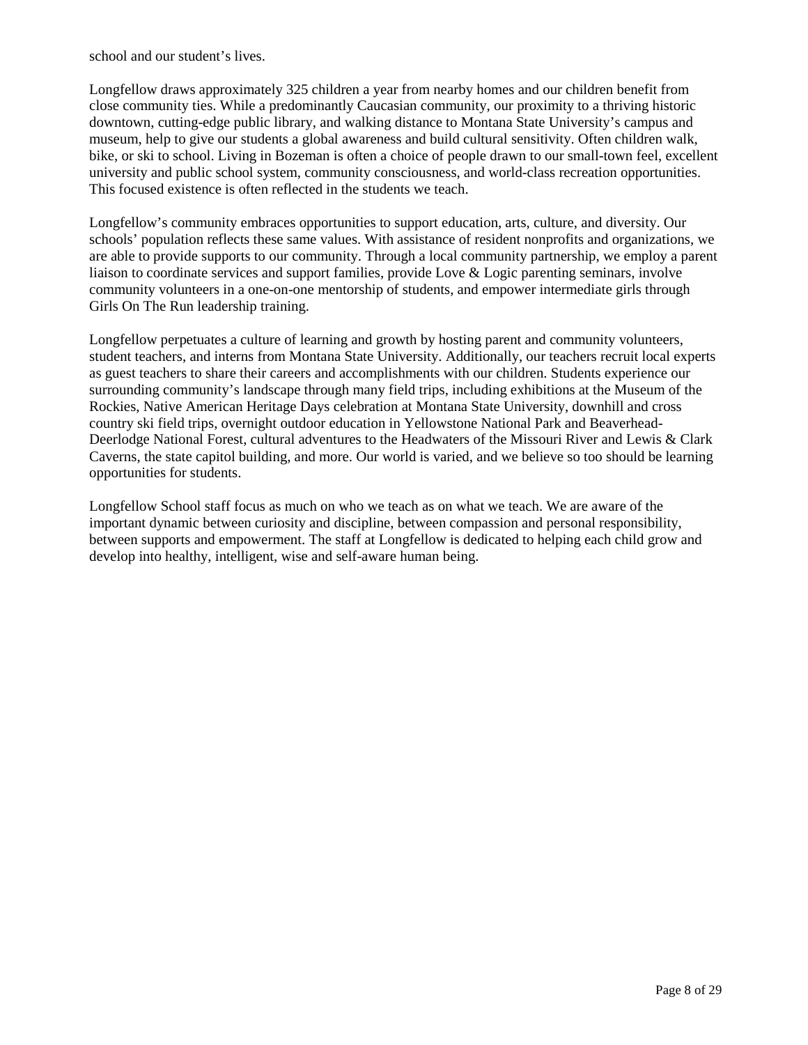school and our student's lives.

Longfellow draws approximately 325 children a year from nearby homes and our children benefit from close community ties. While a predominantly Caucasian community, our proximity to a thriving historic downtown, cutting-edge public library, and walking distance to Montana State University's campus and museum, help to give our students a global awareness and build cultural sensitivity. Often children walk, bike, or ski to school. Living in Bozeman is often a choice of people drawn to our small-town feel, excellent university and public school system, community consciousness, and world-class recreation opportunities. This focused existence is often reflected in the students we teach.

Longfellow's community embraces opportunities to support education, arts, culture, and diversity. Our schools' population reflects these same values. With assistance of resident nonprofits and organizations, we are able to provide supports to our community. Through a local community partnership, we employ a parent liaison to coordinate services and support families, provide Love & Logic parenting seminars, involve community volunteers in a one-on-one mentorship of students, and empower intermediate girls through Girls On The Run leadership training.

Longfellow perpetuates a culture of learning and growth by hosting parent and community volunteers, student teachers, and interns from Montana State University. Additionally, our teachers recruit local experts as guest teachers to share their careers and accomplishments with our children. Students experience our surrounding community's landscape through many field trips, including exhibitions at the Museum of the Rockies, Native American Heritage Days celebration at Montana State University, downhill and cross country ski field trips, overnight outdoor education in Yellowstone National Park and Beaverhead-Deerlodge National Forest, cultural adventures to the Headwaters of the Missouri River and Lewis & Clark Caverns, the state capitol building, and more. Our world is varied, and we believe so too should be learning opportunities for students.

Longfellow School staff focus as much on who we teach as on what we teach. We are aware of the important dynamic between curiosity and discipline, between compassion and personal responsibility, between supports and empowerment. The staff at Longfellow is dedicated to helping each child grow and develop into healthy, intelligent, wise and self-aware human being.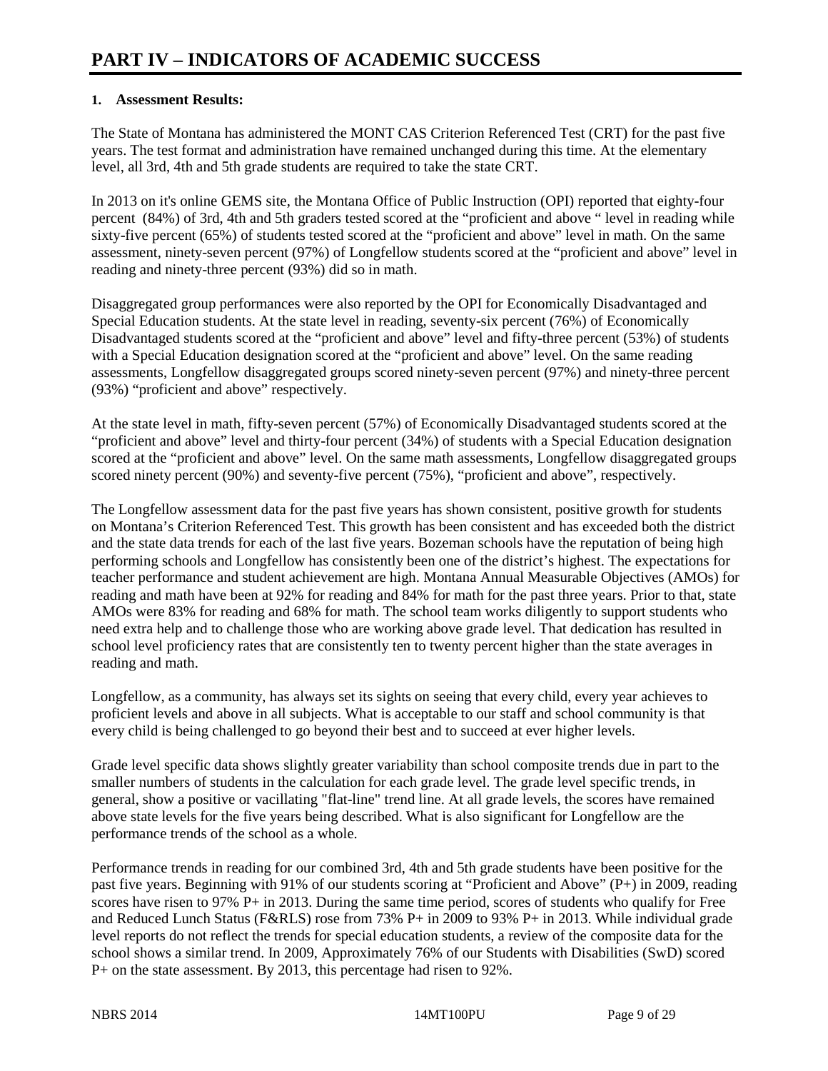# PART IV – INDICATORS OF ACADEMIC SUCCESS

**1. Assessment Results:**

The State of Montana has administered the MONT CAS Criterion Referenced Test (CRT) for the past five years. The test format and administration have remained unchanged during this time. At the elementary level, all 3rd, 4th and 5th grade students are required to take the state CRT.

In 2013 on it's online GEMS site, the Montana Office of Public Instruction (OPI) reported that eighty-four percent (84%) of 3rd, 4th and 5th graders tested scored at the "proficient and above " level in reading while sixty-five percent (65%) of students tested scored at the "proficient and above" level in math. On the same assessment, ninety-seven percent (97%) of Longfellow students scored at the "proficient and above" level in reading and ninety-three percent (93%) did so in math.

Disaggregated group performances were also reported by the OPI for Economically Disadvantaged and Special Education students. At the state level in reading, seventy-six percent (76%) of Economically Disadvantaged students scored at the "proficient and above" level and fifty-three percent (53%) of students with a Special Education designation scored at the "proficient and above" level. On the same reading assessments, Longfellow disaggregated groups scored ninety-seven percent (97%) and ninety-three percent (93%) "proficient and above" respectively.

At the state level in math, fifty-seven percent (57%) of Economically Disadvantaged students scored at the "proficient and above" level and thirty-four percent (34%) of students with a Special Education designation scored at the "proficient and above" level. On the same math assessments, Longfellow disaggregated groups scored ninety percent (90%) and seventy-five percent (75%), "proficient and above", respectively.

The Longfellow assessment data for the past five years has shown consistent, positive growth for students on Montana's Criterion Referenced Test. This growth has been consistent and has exceeded both the district and the state data trends for each of the last five years. Bozeman schools have the reputation of being high performing schools and Longfellow has consistently been one of the district's highest. The expectations for teacher performance and student achievement are high. Montana Annual Measurable Objectives (AMOs) for reading and math have been at 92% for reading and 84% for math for the past three years. Prior to that, state AMOs were 83% for reading and 68% for math. The school team works diligently to support students who need extra help and to challenge those who are working above grade level. That dedication has resulted in school level proficiency rates that are consistently ten to twenty percent higher than the state averages in reading and math.

Longfellow, as a community, has always set its sights on seeing that every child, every year achieves to proficient levels and above in all subjects. What is acceptable to our staff and school community is that every child is being challenged to go beyond their best and to succeed at ever higher levels.

Grade level specific data shows slightly greater variability than school composite trends due in part to the smaller numbers of students in the calculation for each grade level. The grade level specific trends, in general, show a positive or vacillating "flat-line" trend line. At all grade levels, the scores have remained above state levels for the five years being described. What is also significant for Longfellow are the performance trends of the school as a whole.

Performance trends in reading for our combined 3rd, 4th and 5th grade students have been positive for the past five years. Beginning with 91% of our students scoring at "Proficient and Above" (P+) in 2009, reading scores have risen to 97% P+ in 2013. During the same time period, scores of students who qualify for Free and Reduced Lunch Status (F&RLS) rose from 73% P+ in 2009 to 93% P+ in 2013. While individual grade level reports do not reflect the trends for special education students, a review of the composite data for the school shows a similar trend. In 2009, Approximately 76% of our Students with Disabilities (SwD) scored P+ on the state assessment. By 2013, this percentage had risen to 92%.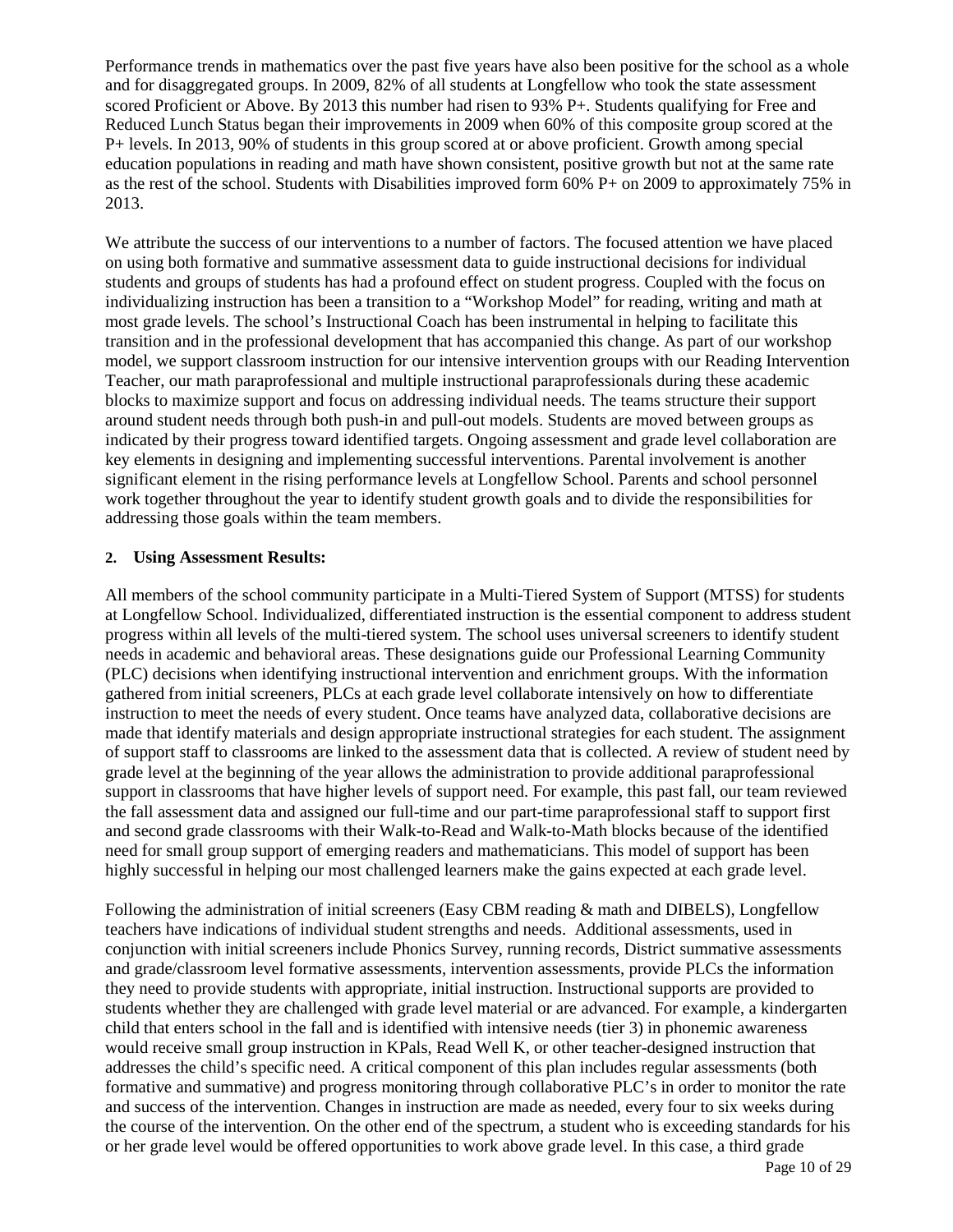Performance trends in mathematics over the past five years have also been positive for the school as a whole and for disaggregated groups. In 2009, 82% of all students at Longfellow who took the state assessment scored Proficient or Above. By 2013 this number had risen to 93% P+. Students qualifying for Free and Reduced Lunch Status began their improvements in 2009 when 60% of this composite group scored at the P+ levels. In 2013, 90% of students in this group scored at or above proficient. Growth among special education populations in reading and math have shown consistent, positive growth but not at the same rate as the rest of the school. Students with Disabilities improved form 60% P+ on 2009 to approximately 75% in 2013.

We attribute the success of our interventions to a number of factors. The focused attention we have placed on using both formative and summative assessment data to guide instructional decisions for individual students and groups of students has had a profound effect on student progress. Coupled with the focus on individualizing instruction has been a transition to a "Workshop Model" for reading, writing and math at most grade levels. The school's Instructional Coach has been instrumental in helping to facilitate this transition and in the professional development that has accompanied this change. As part of our workshop model, we support classroom instruction for our intensive intervention groups with our Reading Intervention Teacher, our math paraprofessional and multiple instructional paraprofessionals during these academic blocks to maximize support and focus on addressing individual needs. The teams structure their support around student needs through both push-in and pull-out models. Students are moved between groups as indicated by their progress toward identified targets. Ongoing assessment and grade level collaboration are key elements in designing and implementing successful interventions. Parental involvement is another significant element in the rising performance levels at Longfellow School. Parents and school personnel work together throughout the year to identify student growth goals and to divide the responsibilities for addressing those goals within the team members.

**2. Using Assessment Results:**

All members of the school community participate in a Multi-Tiered System of Support (MTSS) for students at Longfellow School. Individualized, differentiated instruction is the essential component to address student progress within all levels of the multi-tiered system. The school uses universal screeners to identify student needs in academic and behavioral areas. These designations guide our Professional Learning Community (PLC) decisions when identifying instructional intervention and enrichment groups. With the information gathered from initial screeners, PLCs at each grade level collaborate intensively on how to differentiate instruction to meet the needs of every student. Once teams have analyzed data, collaborative decisions are made that identify materials and design appropriate instructional strategies for each student. The assignment of support staff to classrooms are linked to the assessment data that is collected. A review of student need by grade level at the beginning of the year allows the administration to provide additional paraprofessional support in classrooms that have higher levels of support need. For example, this past fall, our team reviewed the fall assessment data and assigned our full-time and our part-time paraprofessional staff to support first and second grade classrooms with their Walk-to-Read and Walk-to-Math blocks because of the identified need for small group support of emerging readers and mathematicians. This model of support has been highly successful in helping our most challenged learners make the gains expected at each grade level.

Following the administration of initial screeners (Easy CBM reading & math and DIBELS), Longfellow teachers have indications of individual student strengths and needs. Additional assessments, used in conjunction with initial screeners include Phonics Survey, running records, District summative assessments and grade/classroom level formative assessments, intervention assessments, provide PLCs the information they need to provide students with appropriate, initial instruction. Instructional supports are provided to students whether they are challenged with grade level material or are advanced. For example, a kindergarten child that enters school in the fall and is identified with intensive needs (tier 3) in phonemic awareness would receive small group instruction in KPals, Read Well K, or other teacher-designed instruction that addresses the child's specific need. A critical component of this plan includes regular assessments (both formative and summative) and progress monitoring through collaborative PLC's in order to monitor the rate and success of the intervention. Changes in instruction are made as needed, every four to six weeks during the course of the intervention. On the other end of the spectrum, a student who is exceeding standards for his or her grade level would be offered opportunities to work above grade level. In this case, a third grade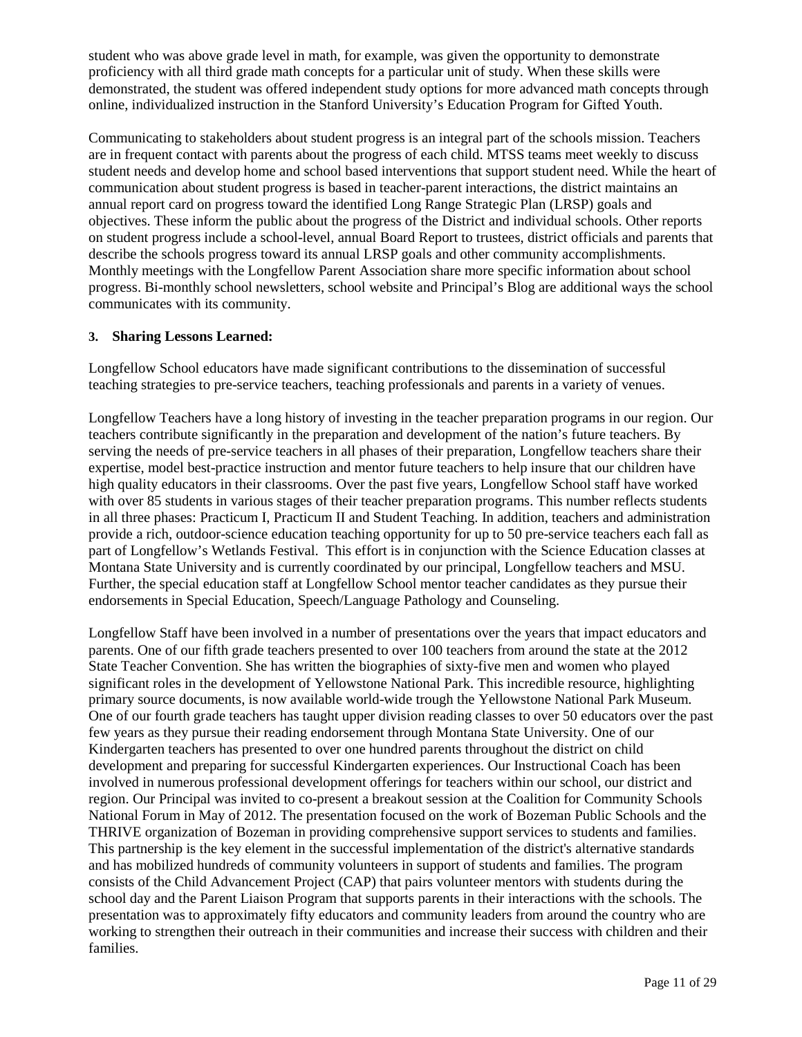student who was above grade level in math, for example, was given the opportunity to demonstrate proficiency with all third grade math concepts for a particular unit of study. When these skills were demonstrated, the student was offered independent study options for more advanced math concepts through online, individualized instruction in the Stanford University's Education Program for Gifted Youth.

Communicating to stakeholders about student progress is an integral part of the schools mission. Teachers are in frequent contact with parents about the progress of each child. MTSS teams meet weekly to discuss student needs and develop home and school based interventions that support student need. While the heart of communication about student progress is based in teacher-parent interactions, the district maintains an annual report card on progress toward the identified Long Range Strategic Plan (LRSP) goals and objectives. These inform the public about the progress of the District and individual schools. Other reports on student progress include a school-level, annual Board Report to trustees, district officials and parents that describe the schools progress toward its annual LRSP goals and other community accomplishments. Monthly meetings with the Longfellow Parent Association share more specific information about school progress. Bi-monthly school newsletters, school website and Principal's Blog are additional ways the school communicates with its community.

### 3. Sharing Lessons Learned:

Longfellow School educators have made significant contributions to the dissemination of successful teaching strategies to pre-service teachers, teaching professionals and parents in a variety of venues.

Longfellow Teachers have a long history of investing in the teacher preparation programs in our region. Our teachers contribute significantly in the preparation and development of the nation's future teachers. By serving the needs of pre-service teachers in all phases of their preparation, Longfellow teachers share their expertise, model best-practice instruction and mentor future teachers to help insure that our children have high quality educators in their classrooms. Over the past five years, Longfellow School staff have worked with over 85 students in various stages of their teacher preparation programs. This number reflects students in all three phases: Practicum I, Practicum II and Student Teaching. In addition, teachers and administration provide a rich, outdoor-science education teaching opportunity for up to 50 pre-service teachers each fall as part of Longfellow's Wetlands Festival. This effort is in conjunction with the Science Education classes at Montana State University and is currently coordinated by our principal, Longfellow teachers and MSU. Further, the special education staff at Longfellow School mentor teacher candidates as they pursue their endorsements in Special Education, Speech/Language Pathology and Counseling.

Longfellow Staff have been involved in a number of presentations over the years that impact educators and parents. One of our fifth grade teachers presented to over 100 teachers from around the state at the 2012 State Teacher Convention. She has written the biographies of sixty-five men and women who played significant roles in the development of Yellowstone National Park. This incredible resource, highlighting primary source documents, is now available world-wide trough the Yellowstone National Park Museum. One of our fourth grade teachers has taught upper division reading classes to over 50 educators over the past few years as they pursue their reading endorsement through Montana State University. One of our Kindergarten teachers has presented to over one hundred parents throughout the district on child development and preparing for successful Kindergarten experiences. Our Instructional Coach has been involved in numerous professional development offerings for teachers within our school, our district and region. Our Principal was invited to co-present a breakout session at the Coalition for Community Schools National Forum in May of 2012. The presentation focused on the work of Bozeman Public Schools and the THRIVE organization of Bozeman in providing comprehensive support services to students and families. This partnership is the key element in the successful implementation of the district's alternative standards and has mobilized hundreds of community volunteers in support of students and families. The program consists of the Child Advancement Project (CAP) that pairs volunteer mentors with students during the school day and the Parent Liaison Program that supports parents in their interactions with the schools. The presentation was to approximately fifty educators and community leaders from around the country who are working to strengthen their outreach in their communities and increase their success with children and their families.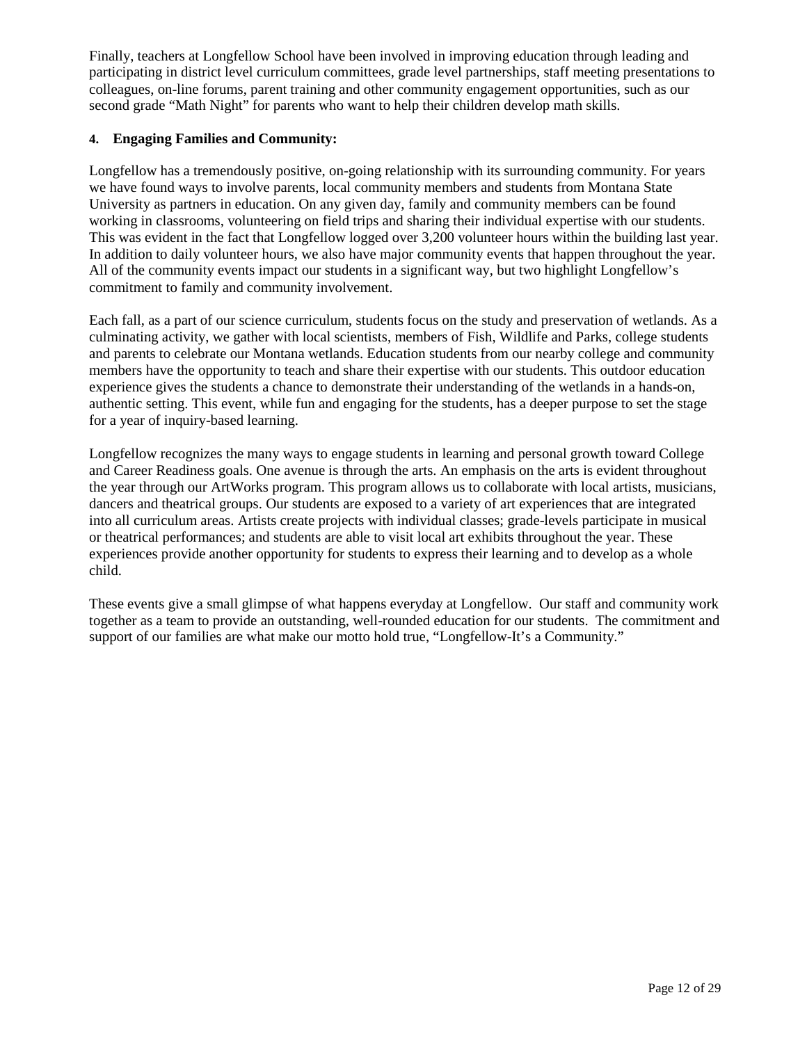Finally, teachers at Longfellow School have been involved in improving education through leading and participating in district level curriculum committees, grade level partnerships, staff meeting presentations to colleagues, on-line forums, parent training and other community engagement opportunities, such as our second grade "Math Night" for parents who want to help their children develop math skills.

**4. Engaging Families and Community:**

Longfellow has a tremendously positive, on-going relationship with its surrounding community. For years we have found ways to involve parents, local community members and students from Montana State University as partners in education. On any given day, family and community members can be found working in classrooms, volunteering on field trips and sharing their individual expertise with our students. This was evident in the fact that Longfellow logged over 3,200 volunteer hours within the building last year. In addition to daily volunteer hours, we also have major community events that happen throughout the year. All of the community events impact our students in a significant way, but two highlight Longfellow's commitment to family and community involvement.

Each fall, as a part of our science curriculum, students focus on the study and preservation of wetlands. As a culminating activity, we gather with local scientists, members of Fish, Wildlife and Parks, college students and parents to celebrate our Montana wetlands. Education students from our nearby college and community members have the opportunity to teach and share their expertise with our students. This outdoor education experience gives the students a chance to demonstrate their understanding of the wetlands in a hands-on, authentic setting. This event, while fun and engaging for the students, has a deeper purpose to set the stage for a year of inquiry-based learning.

Longfellow recognizes the many ways to engage students in learning and personal growth toward College and Career Readiness goals. One avenue is through the arts. An emphasis on the arts is evident throughout the year through our ArtWorks program. This program allows us to collaborate with local artists, musicians, dancers and theatrical groups. Our students are exposed to a variety of art experiences that are integrated into all curriculum areas. Artists create projects with individual classes; grade-levels participate in musical or theatrical performances; and students are able to visit local art exhibits throughout the year. These experiences provide another opportunity for students to express their learning and to develop as a whole child.

These events give a small glimpse of what happens everyday at Longfellow. Our staff and community work together as a team to provide an outstanding, well-rounded education for our students. The commitment and support of our families are what make our motto hold true, "Longfellow-It's a Community."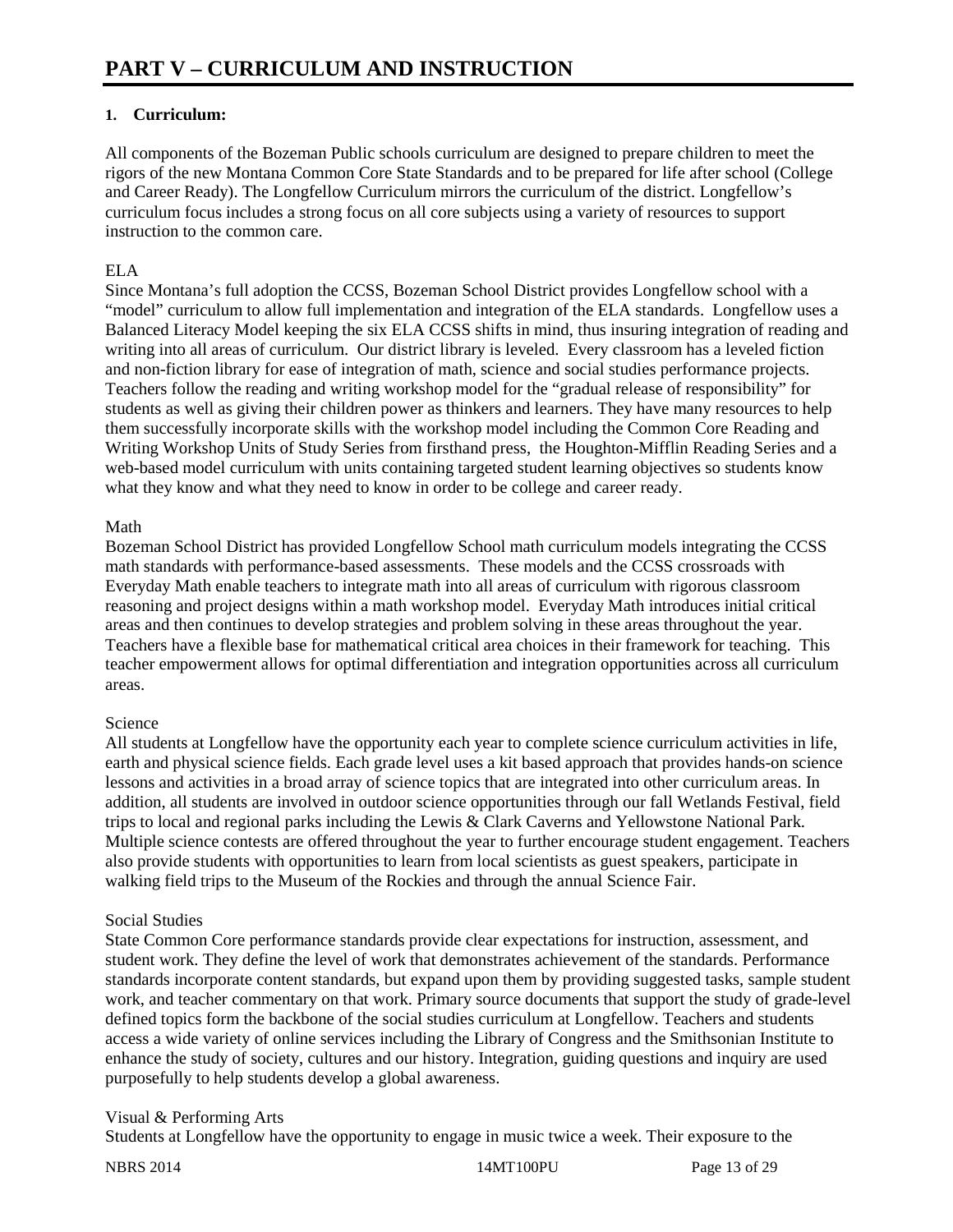# PART V – CURRICULUM AND INSTRUCTION

**1. Curriculum:**

All components of the Bozeman Public schools curriculum are designed to prepare children to meet the rigors of the new Montana Common Core State Standards and to be prepared for life after school (College and Career Ready). The Longfellow Curriculum mirrors the curriculum of the district. Longfellow's curriculum focus includes a strong focus on all core subjects using a variety of resources to support instruction to the common care.

ELA

Since Montana's full adoption the CCSS, Bozeman School District provides Longfellow school with a "model" curriculum to allow full implementation and integration of the ELA standards. Longfellow uses a Balanced Literacy Model keeping the six ELA CCSS shifts in mind, thus insuring integration of reading and writing into all areas of curriculum. Our district library is leveled. Every classroom has a leveled fiction and non-fiction library for ease of integration of math, science and social studies performance projects. Teachers follow the reading and writing workshop model for the "gradual release of responsibility" for students as well as giving their children power as thinkers and learners. They have many resources to help them successfully incorporate skills with the workshop model including the Common Core Reading and Writing Workshop Units of Study Series from firsthand press, the Houghton-Mifflin Reading Series and a web-based model curriculum with units containing targeted student learning objectives so students know what they know and what they need to know in order to be college and career ready.

Math

Bozeman School District has provided Longfellow School math curriculum models integrating the CCSS math standards with performance-based assessments. These models and the CCSS crossroads with Everyday Math enable teachers to integrate math into all areas of curriculum with rigorous classroom reasoning and project designs within a math workshop model. Everyday Math introduces initial critical areas and then continues to develop strategies and problem solving in these areas throughout the year. Teachers have a flexible base for mathematical critical area choices in their framework for teaching. This teacher empowerment allows for optimal differentiation and integration opportunities across all curriculum areas.

Science

All students at Longfellow have the opportunity each year to complete science curriculum activities in life, earth and physical science fields. Each grade level uses a kit based approach that provides hands-on science lessons and activities in a broad array of science topics that are integrated into other curriculum areas. In addition, all students are involved in outdoor science opportunities through our fall Wetlands Festival, field trips to local and regional parks including the Lewis & Clark Caverns and Yellowstone National Park. Multiple science contests are offered throughout the year to further encourage student engagement. Teachers also provide students with opportunities to learn from local scientists as guest speakers, participate in walking field trips to the Museum of the Rockies and through the annual Science Fair.

Social Studies

State Common Core performance standards provide clear expectations for instruction, assessment, and student work. They define the level of work that demonstrates achievement of the standards. Performance standards incorporate content standards, but expand upon them by providing suggested tasks, sample student work, and teacher commentary on that work. Primary source documents that support the study of grade-level defined topics form the backbone of the social studies curriculum at Longfellow. Teachers and students access a wide variety of online services including the Library of Congress and the Smithsonian Institute to enhance the study of society, cultures and our history. Integration, guiding questions and inquiry are used purposefully to help students develop a global awareness.

Visual & Performing Arts

Students at Longfellow have the opportunity to engage in music twice a week. Their exposure to the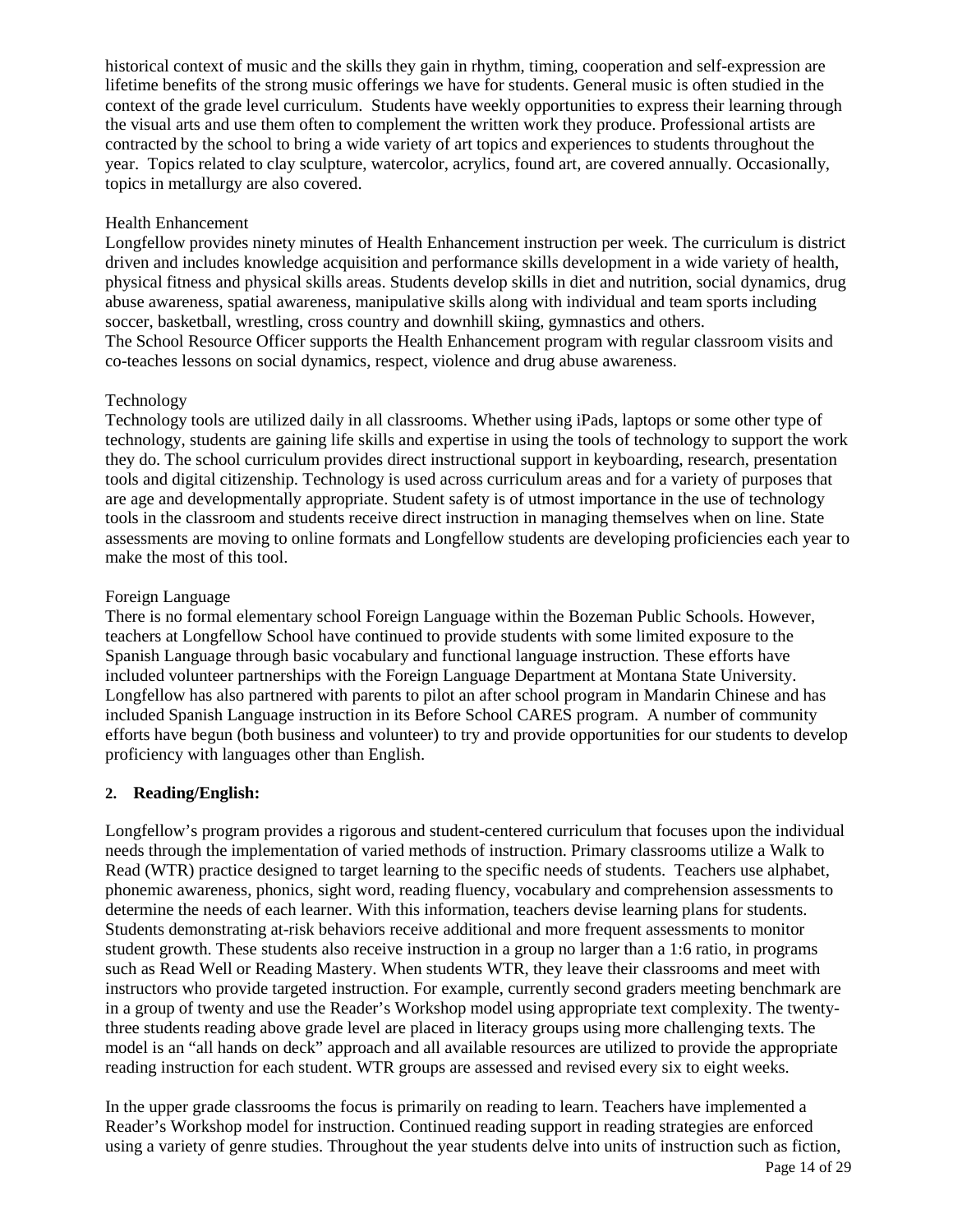historical context of music and the skills they gain in rhythm, timing, cooperation and self-expression are lifetime benefits of the strong music offerings we have for students. General music is often studied in the context of the grade level curriculum. Students have weekly opportunities to express their learning through the visual arts and use them often to complement the written work they produce. Professional artists are contracted by the school to bring a wide variety of art topics and experiences to students throughout the year. Topics related to clay sculpture, watercolor, acrylics, found art, are covered annually. Occasionally, topics in metallurgy are also covered.

Health Enhancement

Longfellow provides ninety minutes of Health Enhancement instruction per week. The curriculum is district driven and includes knowledge acquisition and performance skills development in a wide variety of health, physical fitness and physical skills areas. Students develop skills in diet and nutrition, social dynamics, drug abuse awareness, spatial awareness, manipulative skills along with individual and team sports including soccer, basketball, wrestling, cross country and downhill skiing, gymnastics and others.
The School Resource Officer supports the Health Enhancement program with regular classroom visits and co-teaches lessons on social dynamics, respect, violence and drug abuse awareness.

Technology

Technology tools are utilized daily in all classrooms. Whether using iPads, laptops or some other type of technology, students are gaining life skills and expertise in using the tools of technology to support the work they do. The school curriculum provides direct instructional support in keyboarding, research, presentation tools and digital citizenship. Technology is used across curriculum areas and for a variety of purposes that are age and developmentally appropriate. Student safety is of utmost importance in the use of technology tools in the classroom and students receive direct instruction in managing themselves when on line. State assessments are moving to online formats and Longfellow students are developing proficiencies each year to make the most of this tool.

Foreign Language

There is no formal elementary school Foreign Language within the Bozeman Public Schools. However, teachers at Longfellow School have continued to provide students with some limited exposure to the Spanish Language through basic vocabulary and functional language instruction. These efforts have included volunteer partnerships with the Foreign Language Department at Montana State University. Longfellow has also partnered with parents to pilot an after school program in Mandarin Chinese and has included Spanish Language instruction in its Before School CARES program. A number of community efforts have begun (both business and volunteer) to try and provide opportunities for our students to develop proficiency with languages other than English.

**2. Reading/English:**

Longfellow's program provides a rigorous and student-centered curriculum that focuses upon the individual needs through the implementation of varied methods of instruction. Primary classrooms utilize a Walk to Read (WTR) practice designed to target learning to the specific needs of students. Teachers use alphabet, phonemic awareness, phonics, sight word, reading fluency, vocabulary and comprehension assessments to determine the needs of each learner. With this information, teachers devise learning plans for students. Students demonstrating at-risk behaviors receive additional and more frequent assessments to monitor student growth. These students also receive instruction in a group no larger than a 1:6 ratio, in programs such as Read Well or Reading Mastery. When students WTR, they leave their classrooms and meet with instructors who provide targeted instruction. For example, currently second graders meeting benchmark are in a group of twenty and use the Reader's Workshop model using appropriate text complexity. The twenty-three students reading above grade level are placed in literacy groups using more challenging texts. The model is an "all hands on deck" approach and all available resources are utilized to provide the appropriate reading instruction for each student. WTR groups are assessed and revised every six to eight weeks.

In the upper grade classrooms the focus is primarily on reading to learn. Teachers have implemented a Reader's Workshop model for instruction. Continued reading support in reading strategies are enforced using a variety of genre studies. Throughout the year students delve into units of instruction such as fiction,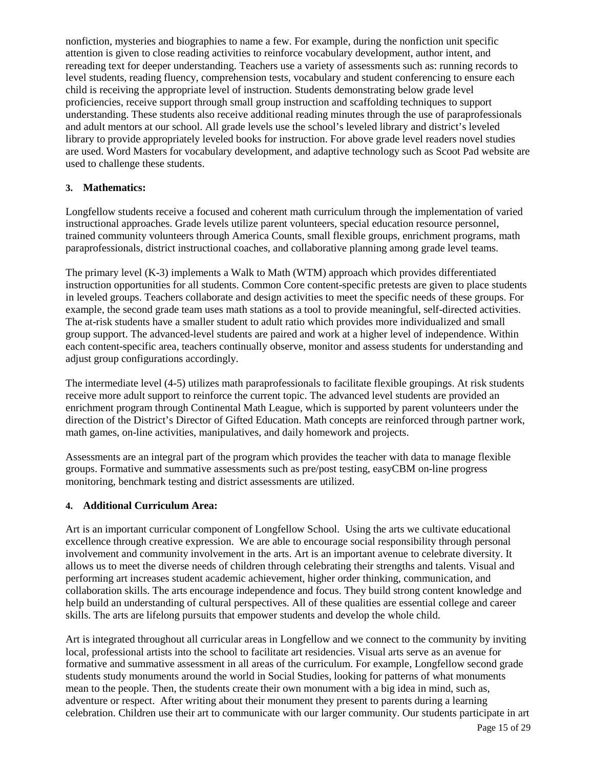nonfiction, mysteries and biographies to name a few. For example, during the nonfiction unit specific attention is given to close reading activities to reinforce vocabulary development, author intent, and rereading text for deeper understanding. Teachers use a variety of assessments such as: running records to level students, reading fluency, comprehension tests, vocabulary and student conferencing to ensure each child is receiving the appropriate level of instruction. Students demonstrating below grade level proficiencies, receive support through small group instruction and scaffolding techniques to support understanding. These students also receive additional reading minutes through the use of paraprofessionals and adult mentors at our school. All grade levels use the school's leveled library and district's leveled library to provide appropriately leveled books for instruction. For above grade level readers novel studies are used. Word Masters for vocabulary development, and adaptive technology such as Scoot Pad website are used to challenge these students.

**3. Mathematics:**

Longfellow students receive a focused and coherent math curriculum through the implementation of varied instructional approaches. Grade levels utilize parent volunteers, special education resource personnel, trained community volunteers through America Counts, small flexible groups, enrichment programs, math paraprofessionals, district instructional coaches, and collaborative planning among grade level teams.

The primary level (K-3) implements a Walk to Math (WTM) approach which provides differentiated instruction opportunities for all students. Common Core content-specific pretests are given to place students in leveled groups. Teachers collaborate and design activities to meet the specific needs of these groups. For example, the second grade team uses math stations as a tool to provide meaningful, self-directed activities. The at-risk students have a smaller student to adult ratio which provides more individualized and small group support. The advanced-level students are paired and work at a higher level of independence. Within each content-specific area, teachers continually observe, monitor and assess students for understanding and adjust group configurations accordingly.

The intermediate level (4-5) utilizes math paraprofessionals to facilitate flexible groupings. At risk students receive more adult support to reinforce the current topic. The advanced level students are provided an enrichment program through Continental Math League, which is supported by parent volunteers under the direction of the District's Director of Gifted Education. Math concepts are reinforced through partner work, math games, on-line activities, manipulatives, and daily homework and projects.

Assessments are an integral part of the program which provides the teacher with data to manage flexible groups. Formative and summative assessments such as pre/post testing, easyCBM on-line progress monitoring, benchmark testing and district assessments are utilized.

**4. Additional Curriculum Area:**

Art is an important curricular component of Longfellow School. Using the arts we cultivate educational excellence through creative expression. We are able to encourage social responsibility through personal involvement and community involvement in the arts. Art is an important avenue to celebrate diversity. It allows us to meet the diverse needs of children through celebrating their strengths and talents. Visual and performing art increases student academic achievement, higher order thinking, communication, and collaboration skills. The arts encourage independence and focus. They build strong content knowledge and help build an understanding of cultural perspectives. All of these qualities are essential college and career skills. The arts are lifelong pursuits that empower students and develop the whole child.

Art is integrated throughout all curricular areas in Longfellow and we connect to the community by inviting local, professional artists into the school to facilitate art residencies. Visual arts serve as an avenue for formative and summative assessment in all areas of the curriculum. For example, Longfellow second grade students study monuments around the world in Social Studies, looking for patterns of what monuments mean to the people. Then, the students create their own monument with a big idea in mind, such as, adventure or respect. After writing about their monument they present to parents during a learning celebration. Children use their art to communicate with our larger community. Our students participate in art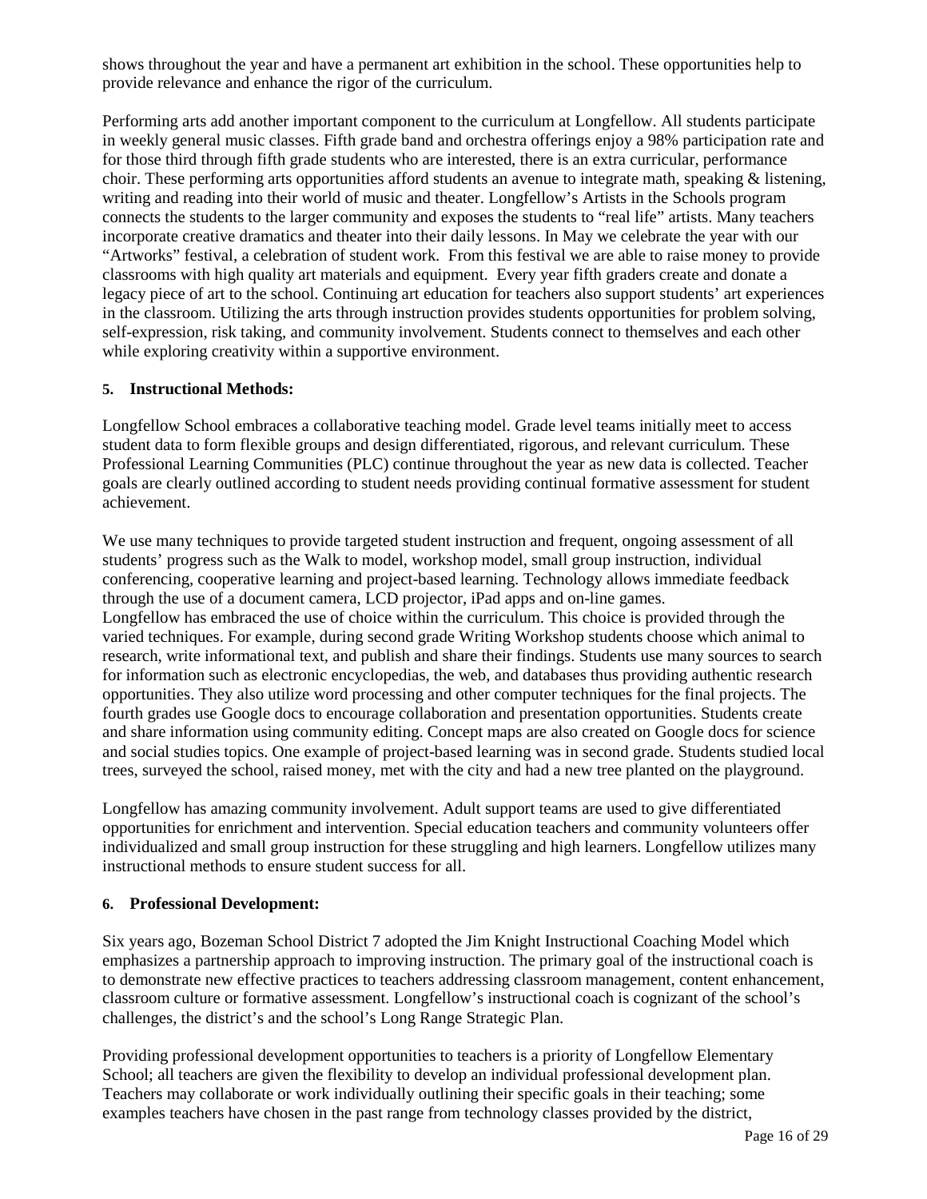shows throughout the year and have a permanent art exhibition in the school. These opportunities help to provide relevance and enhance the rigor of the curriculum.

Performing arts add another important component to the curriculum at Longfellow. All students participate in weekly general music classes. Fifth grade band and orchestra offerings enjoy a 98% participation rate and for those third through fifth grade students who are interested, there is an extra curricular, performance choir. These performing arts opportunities afford students an avenue to integrate math, speaking & listening, writing and reading into their world of music and theater. Longfellow's Artists in the Schools program connects the students to the larger community and exposes the students to "real life" artists. Many teachers incorporate creative dramatics and theater into their daily lessons. In May we celebrate the year with our "Artworks" festival, a celebration of student work. From this festival we are able to raise money to provide classrooms with high quality art materials and equipment. Every year fifth graders create and donate a legacy piece of art to the school. Continuing art education for teachers also support students' art experiences in the classroom. Utilizing the arts through instruction provides students opportunities for problem solving, self-expression, risk taking, and community involvement. Students connect to themselves and each other while exploring creativity within a supportive environment.

**5. Instructional Methods:**

Longfellow School embraces a collaborative teaching model. Grade level teams initially meet to access student data to form flexible groups and design differentiated, rigorous, and relevant curriculum. These Professional Learning Communities (PLC) continue throughout the year as new data is collected. Teacher goals are clearly outlined according to student needs providing continual formative assessment for student achievement.

We use many techniques to provide targeted student instruction and frequent, ongoing assessment of all students' progress such as the Walk to model, workshop model, small group instruction, individual conferencing, cooperative learning and project-based learning. Technology allows immediate feedback through the use of a document camera, LCD projector, iPad apps and on-line games.
Longfellow has embraced the use of choice within the curriculum. This choice is provided through the varied techniques. For example, during second grade Writing Workshop students choose which animal to research, write informational text, and publish and share their findings. Students use many sources to search for information such as electronic encyclopedias, the web, and databases thus providing authentic research opportunities. They also utilize word processing and other computer techniques for the final projects. The fourth grades use Google docs to encourage collaboration and presentation opportunities. Students create and share information using community editing. Concept maps are also created on Google docs for science and social studies topics. One example of project-based learning was in second grade. Students studied local trees, surveyed the school, raised money, met with the city and had a new tree planted on the playground.

Longfellow has amazing community involvement. Adult support teams are used to give differentiated opportunities for enrichment and intervention. Special education teachers and community volunteers offer individualized and small group instruction for these struggling and high learners. Longfellow utilizes many instructional methods to ensure student success for all.

**6. Professional Development:**

Six years ago, Bozeman School District 7 adopted the Jim Knight Instructional Coaching Model which emphasizes a partnership approach to improving instruction. The primary goal of the instructional coach is to demonstrate new effective practices to teachers addressing classroom management, content enhancement, classroom culture or formative assessment. Longfellow's instructional coach is cognizant of the school's challenges, the district's and the school's Long Range Strategic Plan.

Providing professional development opportunities to teachers is a priority of Longfellow Elementary School; all teachers are given the flexibility to develop an individual professional development plan. Teachers may collaborate or work individually outlining their specific goals in their teaching; some examples teachers have chosen in the past range from technology classes provided by the district,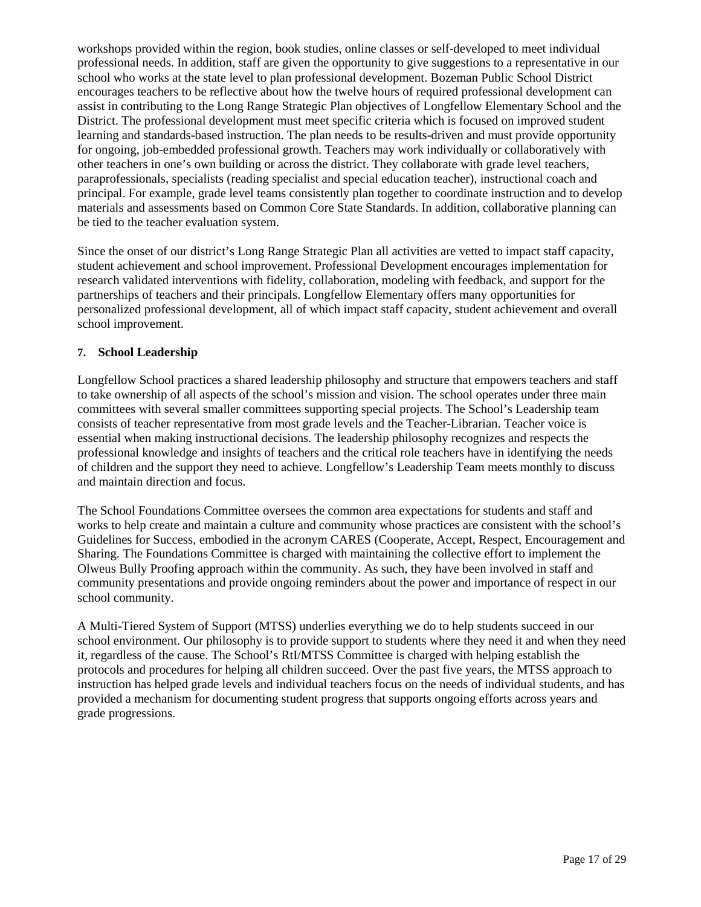workshops provided within the region, book studies, online classes or self-developed to meet individual professional needs. In addition, staff are given the opportunity to give suggestions to a representative in our school who works at the state level to plan professional development. Bozeman Public School District encourages teachers to be reflective about how the twelve hours of required professional development can assist in contributing to the Long Range Strategic Plan objectives of Longfellow Elementary School and the District. The professional development must meet specific criteria which is focused on improved student learning and standards-based instruction. The plan needs to be results-driven and must provide opportunity for ongoing, job-embedded professional growth. Teachers may work individually or collaboratively with other teachers in one's own building or across the district. They collaborate with grade level teachers, paraprofessionals, specialists (reading specialist and special education teacher), instructional coach and principal. For example, grade level teams consistently plan together to coordinate instruction and to develop materials and assessments based on Common Core State Standards. In addition, collaborative planning can be tied to the teacher evaluation system.

Since the onset of our district's Long Range Strategic Plan all activities are vetted to impact staff capacity, student achievement and school improvement. Professional Development encourages implementation for research validated interventions with fidelity, collaboration, modeling with feedback, and support for the partnerships of teachers and their principals. Longfellow Elementary offers many opportunities for personalized professional development, all of which impact staff capacity, student achievement and overall school improvement.

### 7. School Leadership

Longfellow School practices a shared leadership philosophy and structure that empowers teachers and staff to take ownership of all aspects of the school's mission and vision. The school operates under three main committees with several smaller committees supporting special projects. The School's Leadership team consists of teacher representative from most grade levels and the Teacher-Librarian. Teacher voice is essential when making instructional decisions. The leadership philosophy recognizes and respects the professional knowledge and insights of teachers and the critical role teachers have in identifying the needs of children and the support they need to achieve. Longfellow's Leadership Team meets monthly to discuss and maintain direction and focus.

The School Foundations Committee oversees the common area expectations for students and staff and works to help create and maintain a culture and community whose practices are consistent with the school's Guidelines for Success, embodied in the acronym CARES (Cooperate, Accept, Respect, Encouragement and Sharing. The Foundations Committee is charged with maintaining the collective effort to implement the Olweus Bully Proofing approach within the community. As such, they have been involved in staff and community presentations and provide ongoing reminders about the power and importance of respect in our school community.

A Multi-Tiered System of Support (MTSS) underlies everything we do to help students succeed in our school environment. Our philosophy is to provide support to students where they need it and when they need it, regardless of the cause. The School's RtI/MTSS Committee is charged with helping establish the protocols and procedures for helping all children succeed. Over the past five years, the MTSS approach to instruction has helped grade levels and individual teachers focus on the needs of individual students, and has provided a mechanism for documenting student progress that supports ongoing efforts across years and grade progressions.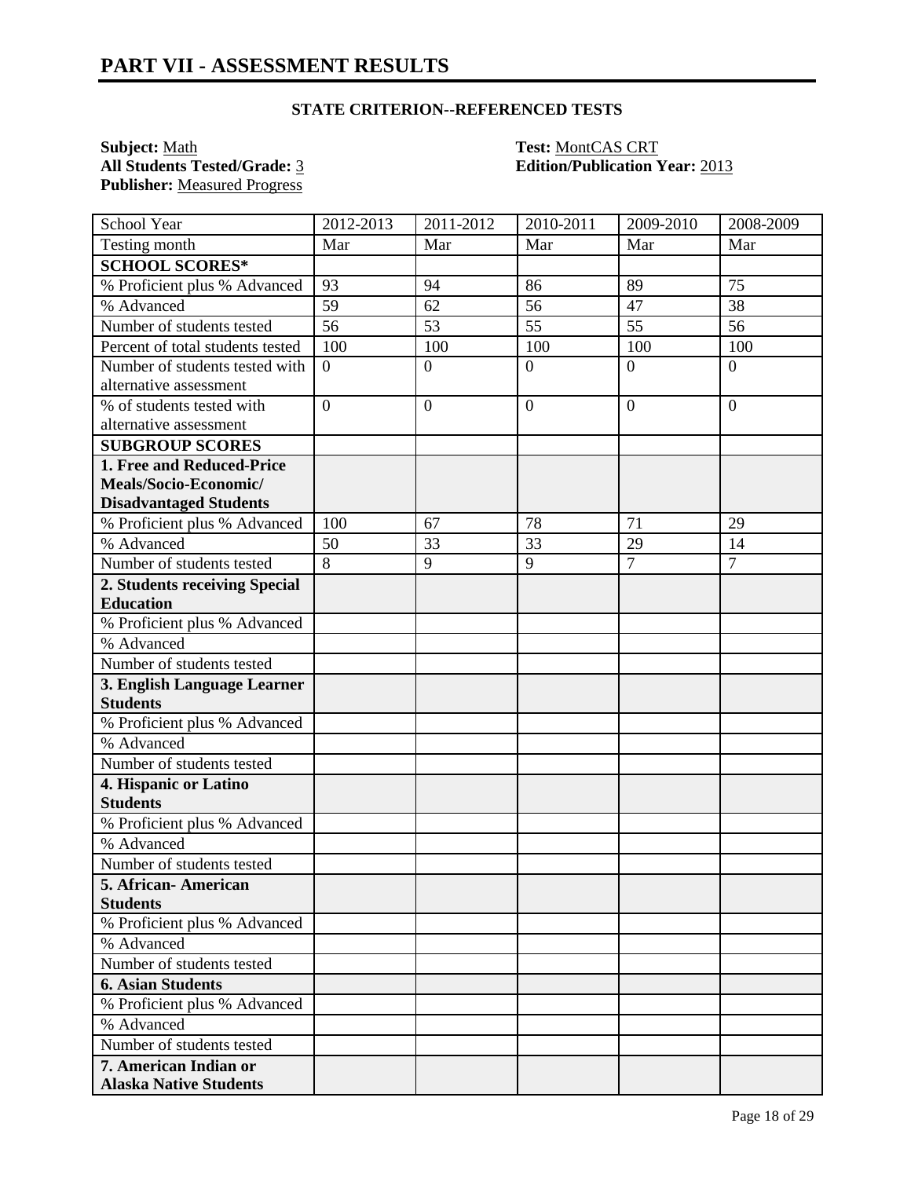# PART VII - ASSESSMENT RESULTS

### STATE CRITERION--REFERENCED TESTS

**Subject:** Math
**All Students Tested/Grade:** 3
**Publisher:** Measured Progress

**Test:** MontCAS CRT
**Edition/Publication Year:** 2013

| School Year | 2012-2013 | 2011-2012 | 2010-2011 | 2009-2010 | 2008-2009 |
|---|---|---|---|---|---|
| Testing month | Mar | Mar | Mar | Mar | Mar |
| **SCHOOL SCORES*** | | | | | |
| % Proficient plus % Advanced | 93 | 94 | 86 | 89 | 75 |
| % Advanced | 59 | 62 | 56 | 47 | 38 |
| Number of students tested | 56 | 53 | 55 | 55 | 56 |
| Percent of total students tested | 100 | 100 | 100 | 100 | 100 |
| Number of students tested with alternative assessment | 0 | 0 | 0 | 0 | 0 |
| % of students tested with alternative assessment | 0 | 0 | 0 | 0 | 0 |
| **SUBGROUP SCORES** | | | | | |
| **1. Free and Reduced-Price Meals/Socio-Economic/ Disadvantaged Students** | | | | | |
| % Proficient plus % Advanced | 100 | 67 | 78 | 71 | 29 |
| % Advanced | 50 | 33 | 33 | 29 | 14 |
| Number of students tested | 8 | 9 | 9 | 7 | 7 |
| **2. Students receiving Special Education** | | | | | |
| % Proficient plus % Advanced | | | | | |
| % Advanced | | | | | |
| Number of students tested | | | | | |
| **3. English Language Learner Students** | | | | | |
| % Proficient plus % Advanced | | | | | |
| % Advanced | | | | | |
| Number of students tested | | | | | |
| **4. Hispanic or Latino Students** | | | | | |
| % Proficient plus % Advanced | | | | | |
| % Advanced | | | | | |
| Number of students tested | | | | | |
| **5. African- American Students** | | | | | |
| % Proficient plus % Advanced | | | | | |
| % Advanced | | | | | |
| Number of students tested | | | | | |
| **6. Asian Students** | | | | | |
| % Proficient plus % Advanced | | | | | |
| % Advanced | | | | | |
| Number of students tested | | | | | |
| **7. American Indian or Alaska Native Students** | | | | | |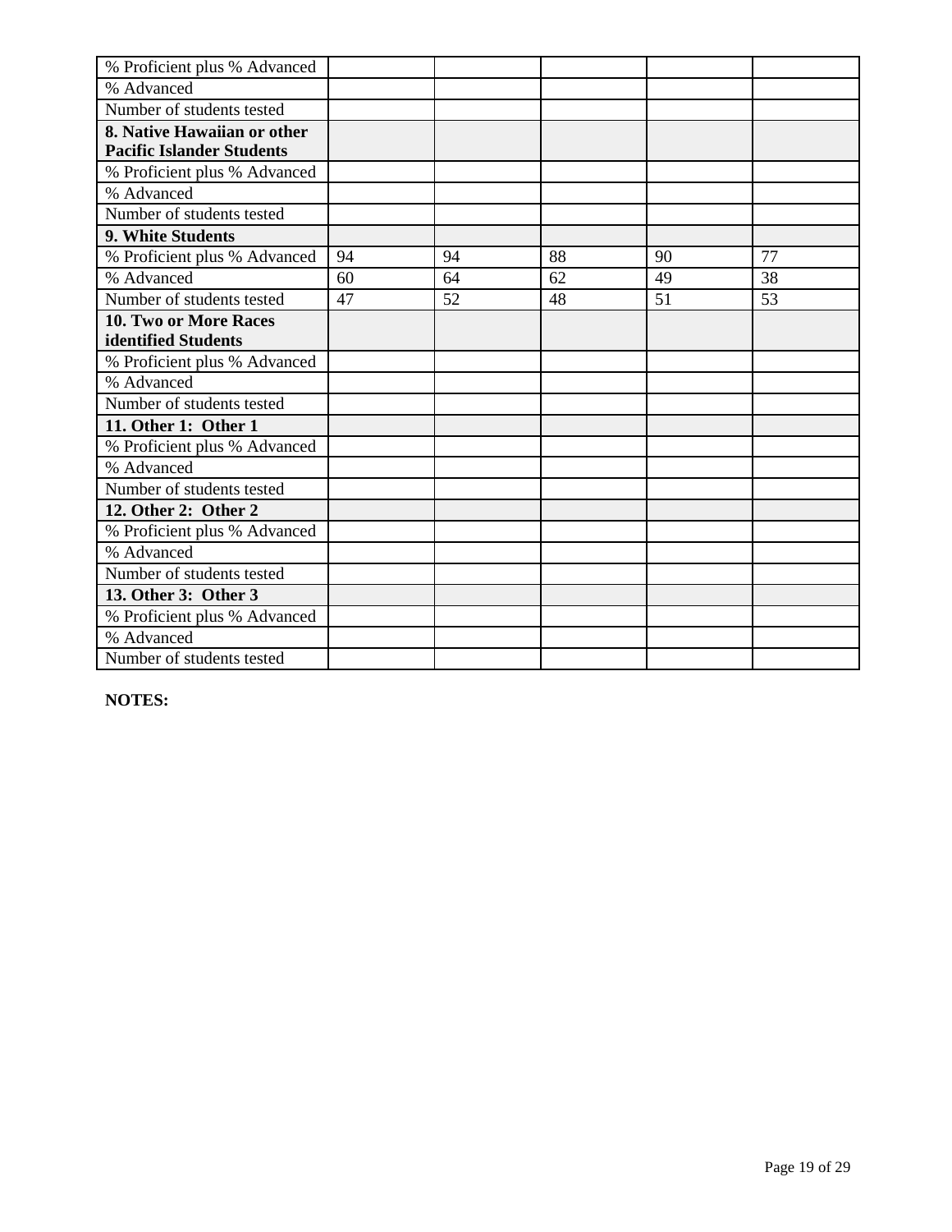| % Proficient plus % Advanced | | | | | |
|---|---|---|---|---|---|
| % Advanced | | | | | |
| Number of students tested | | | | | |
| **8. Native Hawaiian or other Pacific Islander Students** | | | | | |
| % Proficient plus % Advanced | | | | | |
| % Advanced | | | | | |
| Number of students tested | | | | | |
| **9. White Students** | | | | | |
| % Proficient plus % Advanced | 94 | 94 | 88 | 90 | 77 |
| % Advanced | 60 | 64 | 62 | 49 | 38 |
| Number of students tested | 47 | 52 | 48 | 51 | 53 |
| **10. Two or More Races identified Students** | | | | | |
| % Proficient plus % Advanced | | | | | |
| % Advanced | | | | | |
| Number of students tested | | | | | |
| **11. Other 1: Other 1** | | | | | |
| % Proficient plus % Advanced | | | | | |
| % Advanced | | | | | |
| Number of students tested | | | | | |
| **12. Other 2: Other 2** | | | | | |
| % Proficient plus % Advanced | | | | | |
| % Advanced | | | | | |
| Number of students tested | | | | | |
| **13. Other 3: Other 3** | | | | | |
| % Proficient plus % Advanced | | | | | |
| % Advanced | | | | | |
| Number of students tested | | | | | |

**NOTES:**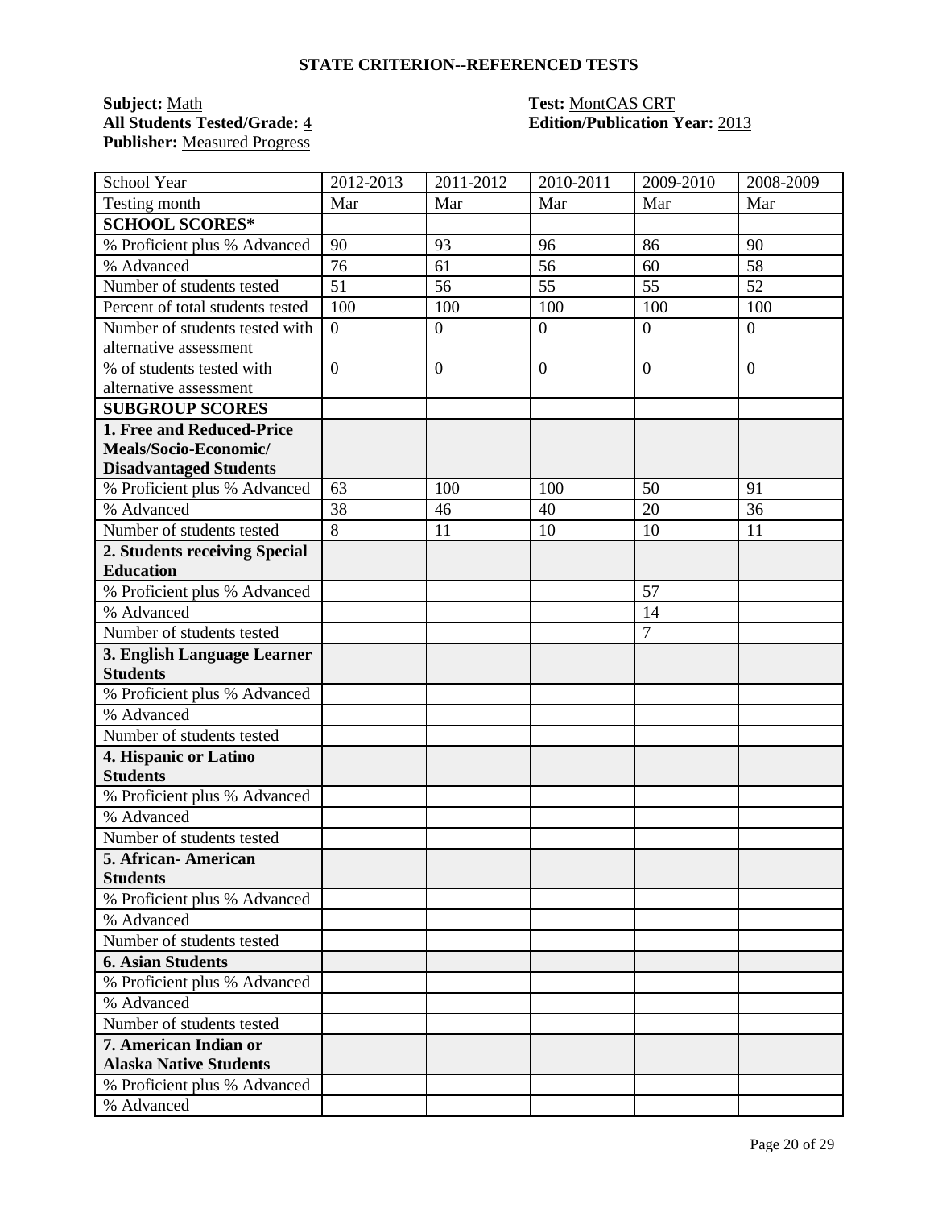## STATE CRITERION--REFERENCED TESTS

**Subject:** Math
**All Students Tested/Grade:** 4
**Publisher:** Measured Progress

**Test:** MontCAS CRT
**Edition/Publication Year:** 2013

| School Year | 2012-2013 | 2011-2012 | 2010-2011 | 2009-2010 | 2008-2009 |
|---|---|---|---|---|---|
| Testing month | Mar | Mar | Mar | Mar | Mar |
| **SCHOOL SCORES*** | | | | | |
| % Proficient plus % Advanced | 90 | 93 | 96 | 86 | 90 |
| % Advanced | 76 | 61 | 56 | 60 | 58 |
| Number of students tested | 51 | 56 | 55 | 55 | 52 |
| Percent of total students tested | 100 | 100 | 100 | 100 | 100 |
| Number of students tested with alternative assessment | 0 | 0 | 0 | 0 | 0 |
| % of students tested with alternative assessment | 0 | 0 | 0 | 0 | 0 |
| **SUBGROUP SCORES** | | | | | |
| **1. Free and Reduced-Price Meals/Socio-Economic/ Disadvantaged Students** | | | | | |
| % Proficient plus % Advanced | 63 | 100 | 100 | 50 | 91 |
| % Advanced | 38 | 46 | 40 | 20 | 36 |
| Number of students tested | 8 | 11 | 10 | 10 | 11 |
| **2. Students receiving Special Education** | | | | | |
| % Proficient plus % Advanced | | | | 57 | |
| % Advanced | | | | 14 | |
| Number of students tested | | | | 7 | |
| **3. English Language Learner Students** | | | | | |
| % Proficient plus % Advanced | | | | | |
| % Advanced | | | | | |
| Number of students tested | | | | | |
| **4. Hispanic or Latino Students** | | | | | |
| % Proficient plus % Advanced | | | | | |
| % Advanced | | | | | |
| Number of students tested | | | | | |
| **5. African- American Students** | | | | | |
| % Proficient plus % Advanced | | | | | |
| % Advanced | | | | | |
| Number of students tested | | | | | |
| **6. Asian Students** | | | | | |
| % Proficient plus % Advanced | | | | | |
| % Advanced | | | | | |
| Number of students tested | | | | | |
| **7. American Indian or Alaska Native Students** | | | | | |
| % Proficient plus % Advanced | | | | | |
| % Advanced | | | | | |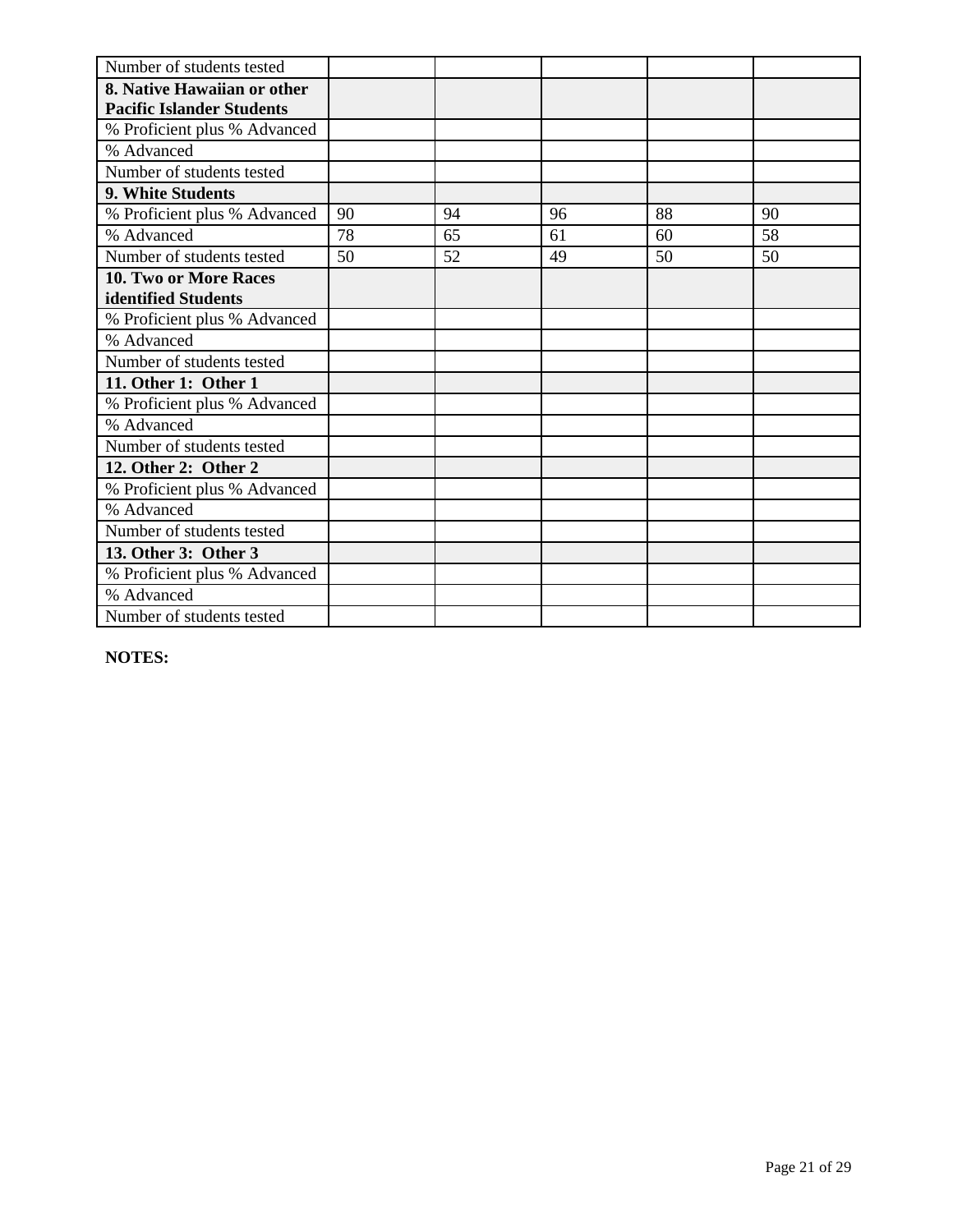| Number of students tested | | | | | |
|---|---|---|---|---|---|
| **8. Native Hawaiian or other Pacific Islander Students** | | | | | |
| % Proficient plus % Advanced | | | | | |
| % Advanced | | | | | |
| Number of students tested | | | | | |
| **9. White Students** | | | | | |
| % Proficient plus % Advanced | 90 | 94 | 96 | 88 | 90 |
| % Advanced | 78 | 65 | 61 | 60 | 58 |
| Number of students tested | 50 | 52 | 49 | 50 | 50 |
| **10. Two or More Races identified Students** | | | | | |
| % Proficient plus % Advanced | | | | | |
| % Advanced | | | | | |
| Number of students tested | | | | | |
| **11. Other 1: Other 1** | | | | | |
| % Proficient plus % Advanced | | | | | |
| % Advanced | | | | | |
| Number of students tested | | | | | |
| **12. Other 2: Other 2** | | | | | |
| % Proficient plus % Advanced | | | | | |
| % Advanced | | | | | |
| Number of students tested | | | | | |
| **13. Other 3: Other 3** | | | | | |
| % Proficient plus % Advanced | | | | | |
| % Advanced | | | | | |
| Number of students tested | | | | | |

**NOTES:**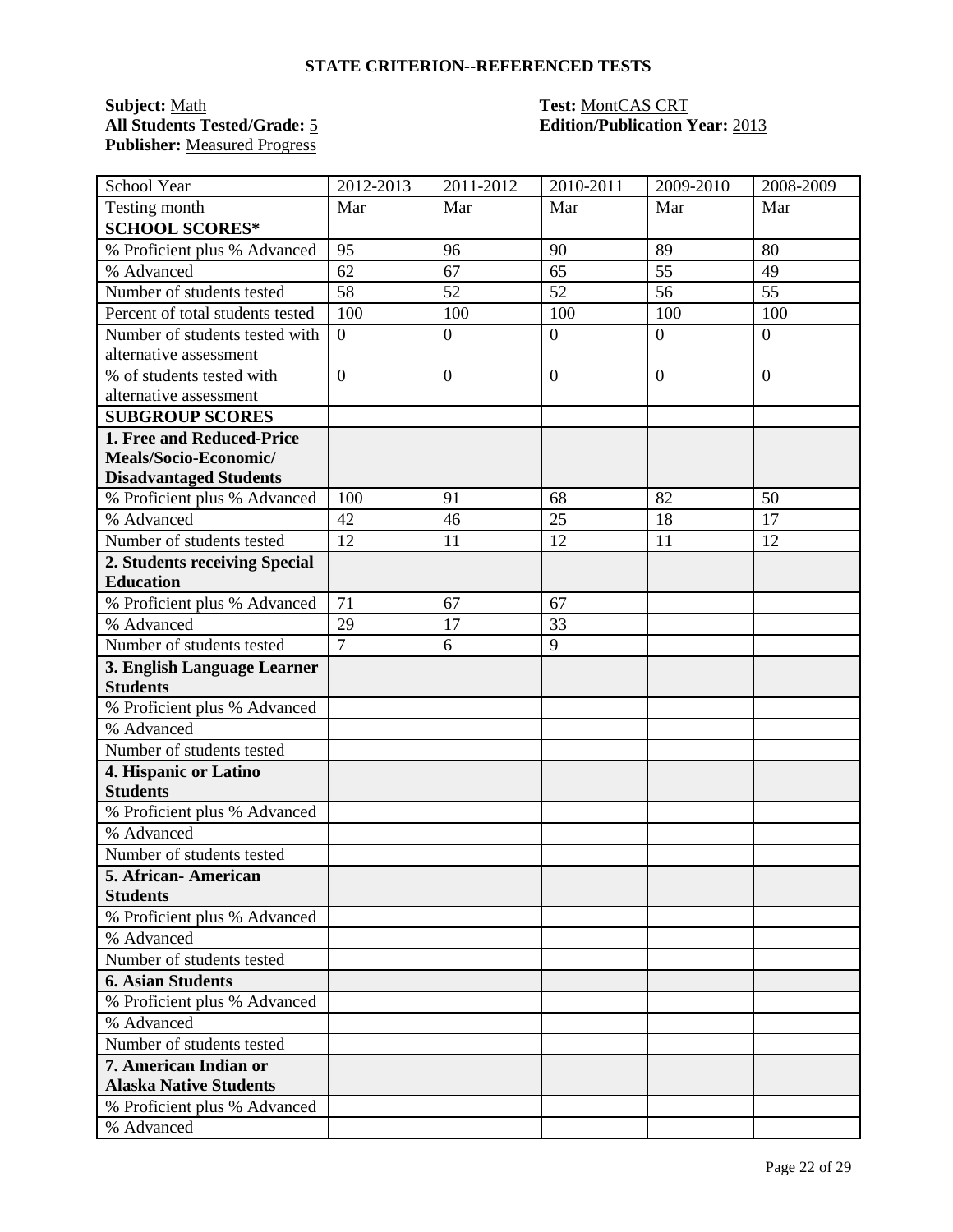## STATE CRITERION--REFERENCED TESTS

**Subject:** Math
**All Students Tested/Grade:** 5
**Publisher:** Measured Progress

**Test:** MontCAS CRT
**Edition/Publication Year:** 2013

| School Year | 2012-2013 | 2011-2012 | 2010-2011 | 2009-2010 | 2008-2009 |
|---|---|---|---|---|---|
| Testing month | Mar | Mar | Mar | Mar | Mar |
| **SCHOOL SCORES*** | | | | | |
| % Proficient plus % Advanced | 95 | 96 | 90 | 89 | 80 |
| % Advanced | 62 | 67 | 65 | 55 | 49 |
| Number of students tested | 58 | 52 | 52 | 56 | 55 |
| Percent of total students tested | 100 | 100 | 100 | 100 | 100 |
| Number of students tested with alternative assessment | 0 | 0 | 0 | 0 | 0 |
| % of students tested with alternative assessment | 0 | 0 | 0 | 0 | 0 |
| **SUBGROUP SCORES** | | | | | |
| **1. Free and Reduced-Price Meals/Socio-Economic/ Disadvantaged Students** | | | | | |
| % Proficient plus % Advanced | 100 | 91 | 68 | 82 | 50 |
| % Advanced | 42 | 46 | 25 | 18 | 17 |
| Number of students tested | 12 | 11 | 12 | 11 | 12 |
| **2. Students receiving Special Education** | | | | | |
| % Proficient plus % Advanced | 71 | 67 | 67 | | |
| % Advanced | 29 | 17 | 33 | | |
| Number of students tested | 7 | 6 | 9 | | |
| **3. English Language Learner Students** | | | | | |
| % Proficient plus % Advanced | | | | | |
| % Advanced | | | | | |
| Number of students tested | | | | | |
| **4. Hispanic or Latino Students** | | | | | |
| % Proficient plus % Advanced | | | | | |
| % Advanced | | | | | |
| Number of students tested | | | | | |
| **5. African- American Students** | | | | | |
| % Proficient plus % Advanced | | | | | |
| % Advanced | | | | | |
| Number of students tested | | | | | |
| **6. Asian Students** | | | | | |
| % Proficient plus % Advanced | | | | | |
| % Advanced | | | | | |
| Number of students tested | | | | | |
| **7. American Indian or Alaska Native Students** | | | | | |
| % Proficient plus % Advanced | | | | | |
| % Advanced | | | | | |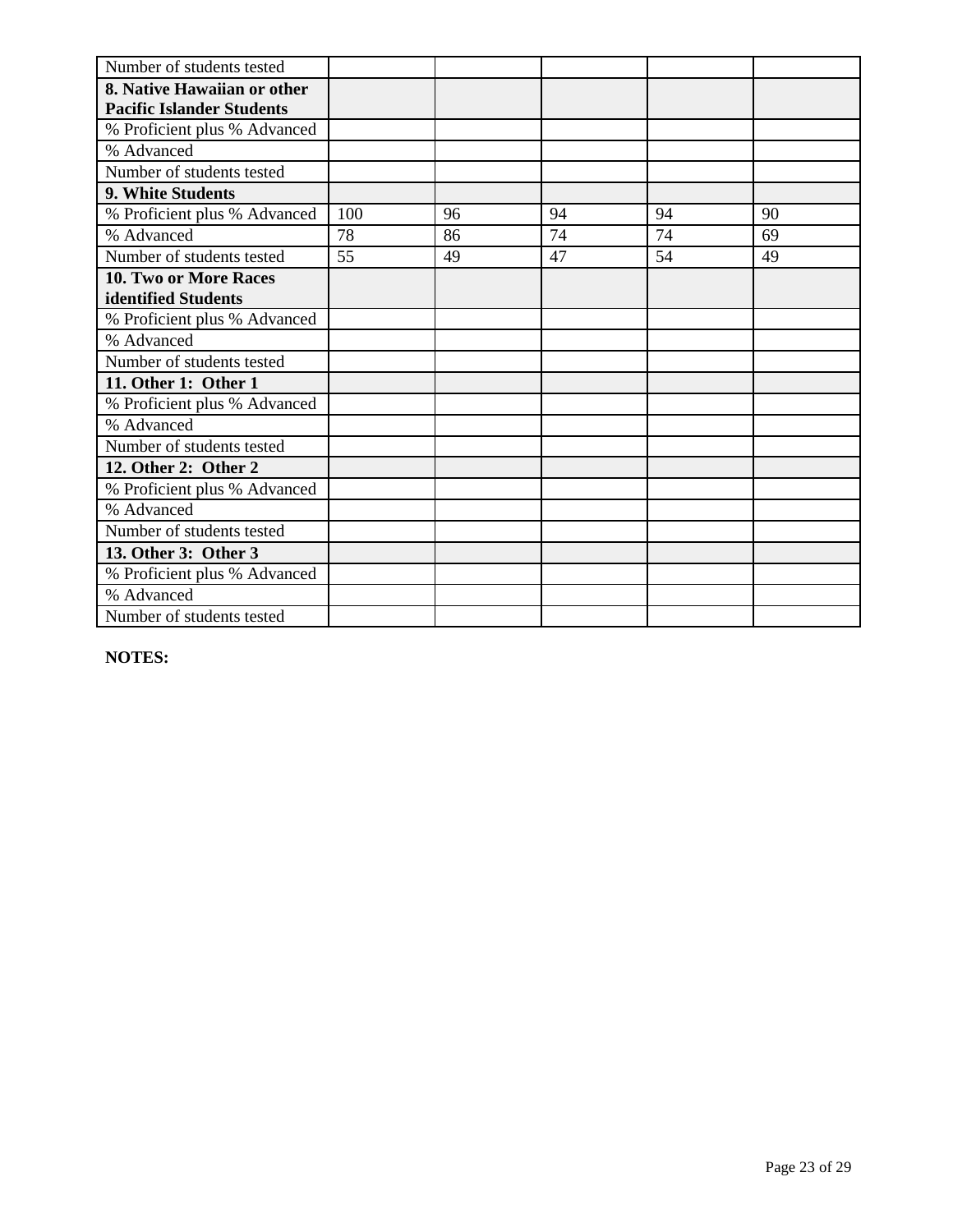| | | | | | |
|---|---|---|---|---|---|
| Number of students tested | | | | | |
| **8. Native Hawaiian or other Pacific Islander Students** | | | | | |
| % Proficient plus % Advanced | | | | | |
| % Advanced | | | | | |
| Number of students tested | | | | | |
| **9. White Students** | | | | | |
| % Proficient plus % Advanced | 100 | 96 | 94 | 94 | 90 |
| % Advanced | 78 | 86 | 74 | 74 | 69 |
| Number of students tested | 55 | 49 | 47 | 54 | 49 |
| **10. Two or More Races identified Students** | | | | | |
| % Proficient plus % Advanced | | | | | |
| % Advanced | | | | | |
| Number of students tested | | | | | |
| **11. Other 1: Other 1** | | | | | |
| % Proficient plus % Advanced | | | | | |
| % Advanced | | | | | |
| Number of students tested | | | | | |
| **12. Other 2: Other 2** | | | | | |
| % Proficient plus % Advanced | | | | | |
| % Advanced | | | | | |
| Number of students tested | | | | | |
| **13. Other 3: Other 3** | | | | | |
| % Proficient plus % Advanced | | | | | |
| % Advanced | | | | | |
| Number of students tested | | | | | |

**NOTES:**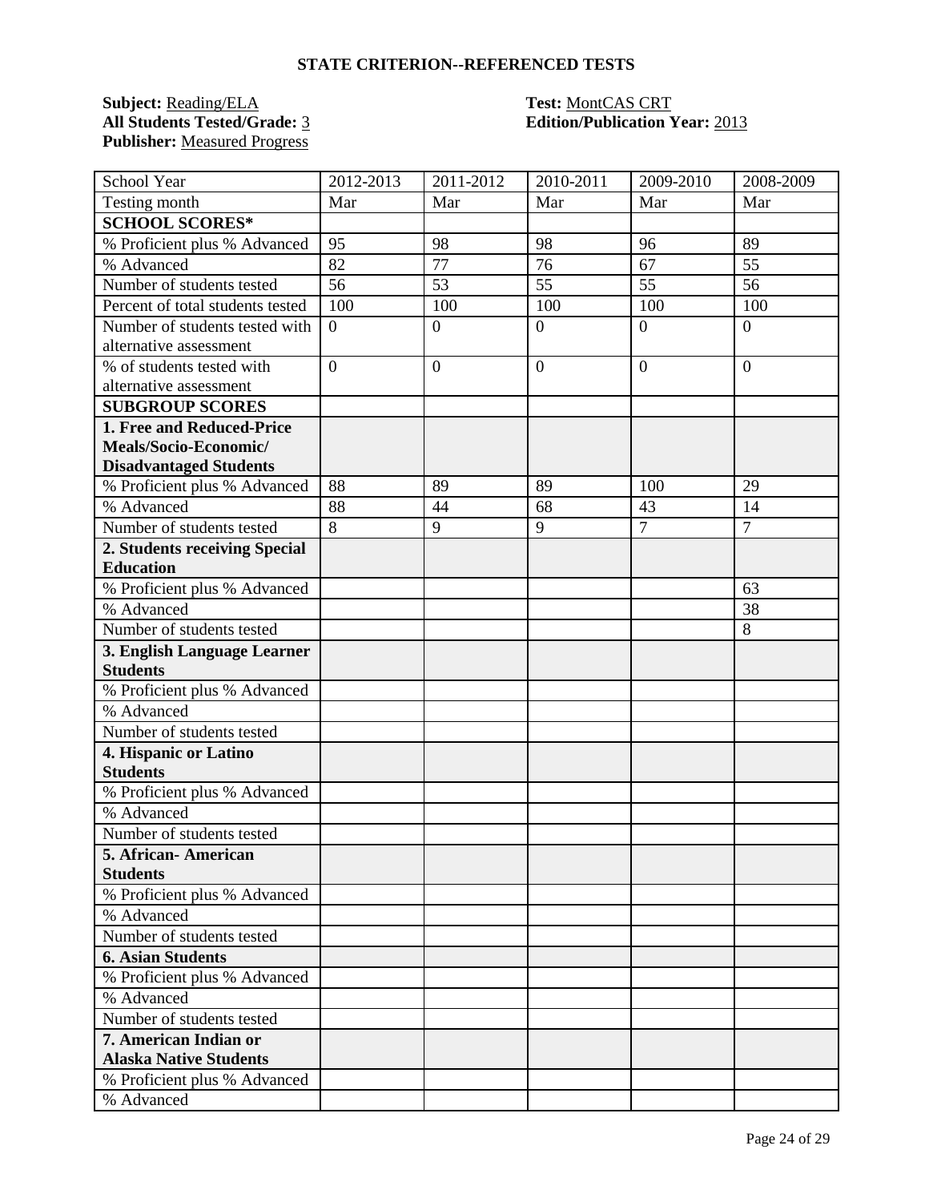### STATE CRITERION--REFERENCED TESTS

**Subject:** Reading/ELA
**All Students Tested/Grade:** 3
**Publisher:** Measured Progress

**Test:** MontCAS CRT
**Edition/Publication Year:** 2013

| School Year | 2012-2013 | 2011-2012 | 2010-2011 | 2009-2010 | 2008-2009 |
|---|---|---|---|---|---|
| Testing month | Mar | Mar | Mar | Mar | Mar |
| **SCHOOL SCORES*** | | | | | |
| % Proficient plus % Advanced | 95 | 98 | 98 | 96 | 89 |
| % Advanced | 82 | 77 | 76 | 67 | 55 |
| Number of students tested | 56 | 53 | 55 | 55 | 56 |
| Percent of total students tested | 100 | 100 | 100 | 100 | 100 |
| Number of students tested with alternative assessment | 0 | 0 | 0 | 0 | 0 |
| % of students tested with alternative assessment | 0 | 0 | 0 | 0 | 0 |
| **SUBGROUP SCORES** | | | | | |
| **1. Free and Reduced-Price Meals/Socio-Economic/ Disadvantaged Students** | | | | | |
| % Proficient plus % Advanced | 88 | 89 | 89 | 100 | 29 |
| % Advanced | 88 | 44 | 68 | 43 | 14 |
| Number of students tested | 8 | 9 | 9 | 7 | 7 |
| **2. Students receiving Special Education** | | | | | |
| % Proficient plus % Advanced | | | | | 63 |
| % Advanced | | | | | 38 |
| Number of students tested | | | | | 8 |
| **3. English Language Learner Students** | | | | | |
| % Proficient plus % Advanced | | | | | |
| % Advanced | | | | | |
| Number of students tested | | | | | |
| **4. Hispanic or Latino Students** | | | | | |
| % Proficient plus % Advanced | | | | | |
| % Advanced | | | | | |
| Number of students tested | | | | | |
| **5. African- American Students** | | | | | |
| % Proficient plus % Advanced | | | | | |
| % Advanced | | | | | |
| Number of students tested | | | | | |
| **6. Asian Students** | | | | | |
| % Proficient plus % Advanced | | | | | |
| % Advanced | | | | | |
| Number of students tested | | | | | |
| **7. American Indian or Alaska Native Students** | | | | | |
| % Proficient plus % Advanced | | | | | |
| % Advanced | | | | | |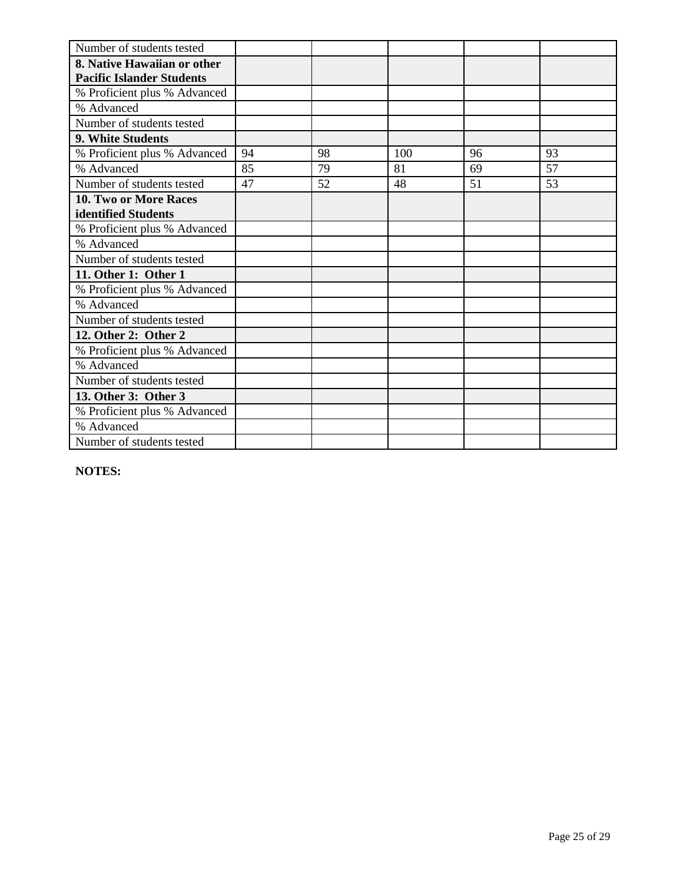| Number of students tested | | | | | |
|---|---|---|---|---|---|
| **8. Native Hawaiian or other Pacific Islander Students** | | | | | |
| % Proficient plus % Advanced | | | | | |
| % Advanced | | | | | |
| Number of students tested | | | | | |
| **9. White Students** | | | | | |
| % Proficient plus % Advanced | 94 | 98 | 100 | 96 | 93 |
| % Advanced | 85 | 79 | 81 | 69 | 57 |
| Number of students tested | 47 | 52 | 48 | 51 | 53 |
| **10. Two or More Races identified Students** | | | | | |
| % Proficient plus % Advanced | | | | | |
| % Advanced | | | | | |
| Number of students tested | | | | | |
| **11. Other 1: Other 1** | | | | | |
| % Proficient plus % Advanced | | | | | |
| % Advanced | | | | | |
| Number of students tested | | | | | |
| **12. Other 2: Other 2** | | | | | |
| % Proficient plus % Advanced | | | | | |
| % Advanced | | | | | |
| Number of students tested | | | | | |
| **13. Other 3: Other 3** | | | | | |
| % Proficient plus % Advanced | | | | | |
| % Advanced | | | | | |
| Number of students tested | | | | | |

**NOTES:**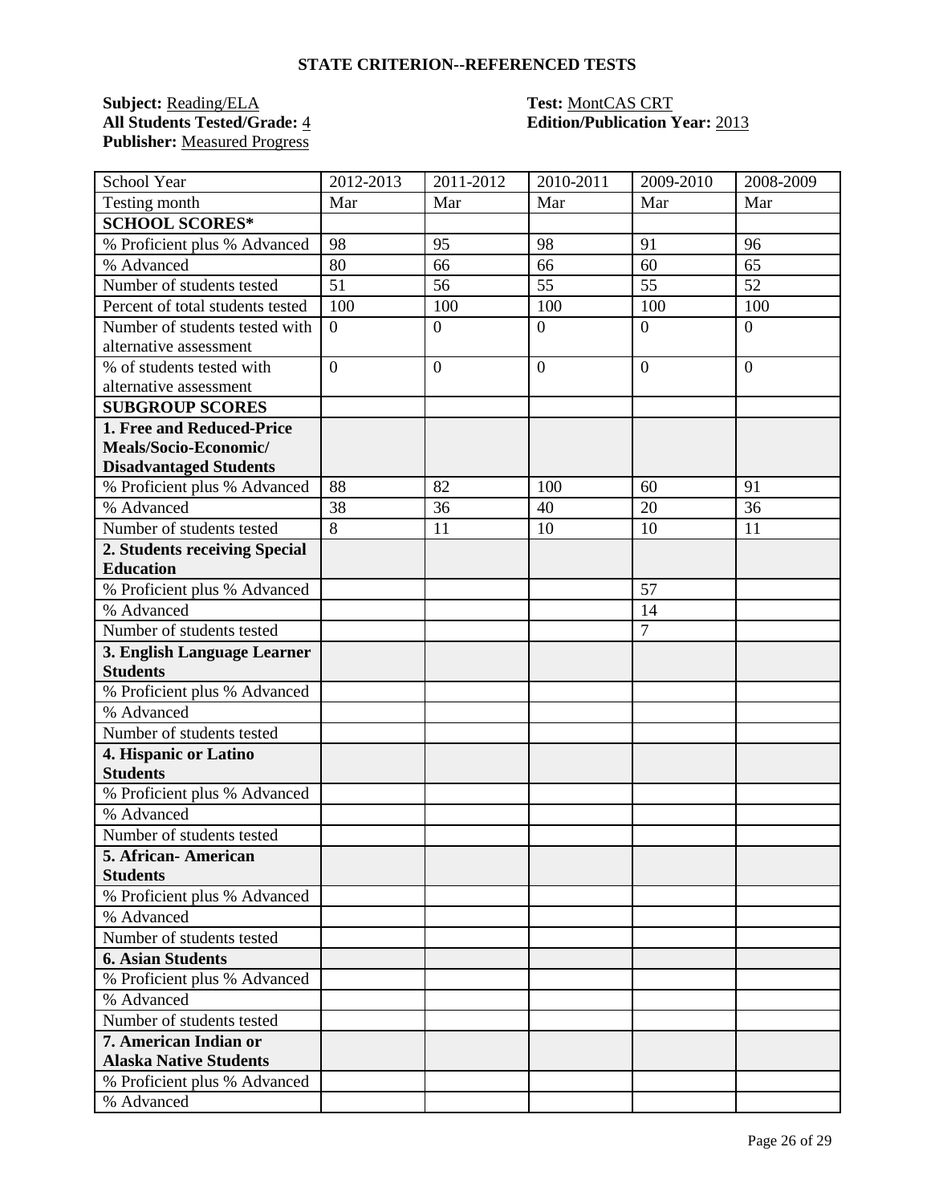## STATE CRITERION--REFERENCED TESTS

**Subject:** Reading/ELA
**All Students Tested/Grade:** 4
**Publisher:** Measured Progress

**Test:** MontCAS CRT
**Edition/Publication Year:** 2013

| School Year | 2012-2013 | 2011-2012 | 2010-2011 | 2009-2010 | 2008-2009 |
|---|---|---|---|---|---|
| Testing month | Mar | Mar | Mar | Mar | Mar |
| **SCHOOL SCORES*** | | | | | |
| % Proficient plus % Advanced | 98 | 95 | 98 | 91 | 96 |
| % Advanced | 80 | 66 | 66 | 60 | 65 |
| Number of students tested | 51 | 56 | 55 | 55 | 52 |
| Percent of total students tested | 100 | 100 | 100 | 100 | 100 |
| Number of students tested with alternative assessment | 0 | 0 | 0 | 0 | 0 |
| % of students tested with alternative assessment | 0 | 0 | 0 | 0 | 0 |
| **SUBGROUP SCORES** | | | | | |
| **1. Free and Reduced-Price Meals/Socio-Economic/ Disadvantaged Students** | | | | | |
| % Proficient plus % Advanced | 88 | 82 | 100 | 60 | 91 |
| % Advanced | 38 | 36 | 40 | 20 | 36 |
| Number of students tested | 8 | 11 | 10 | 10 | 11 |
| **2. Students receiving Special Education** | | | | | |
| % Proficient plus % Advanced | | | | 57 | |
| % Advanced | | | | 14 | |
| Number of students tested | | | | 7 | |
| **3. English Language Learner Students** | | | | | |
| % Proficient plus % Advanced | | | | | |
| % Advanced | | | | | |
| Number of students tested | | | | | |
| **4. Hispanic or Latino Students** | | | | | |
| % Proficient plus % Advanced | | | | | |
| % Advanced | | | | | |
| Number of students tested | | | | | |
| **5. African- American Students** | | | | | |
| % Proficient plus % Advanced | | | | | |
| % Advanced | | | | | |
| Number of students tested | | | | | |
| **6. Asian Students** | | | | | |
| % Proficient plus % Advanced | | | | | |
| % Advanced | | | | | |
| Number of students tested | | | | | |
| **7. American Indian or Alaska Native Students** | | | | | |
| % Proficient plus % Advanced | | | | | |
| % Advanced | | | | | |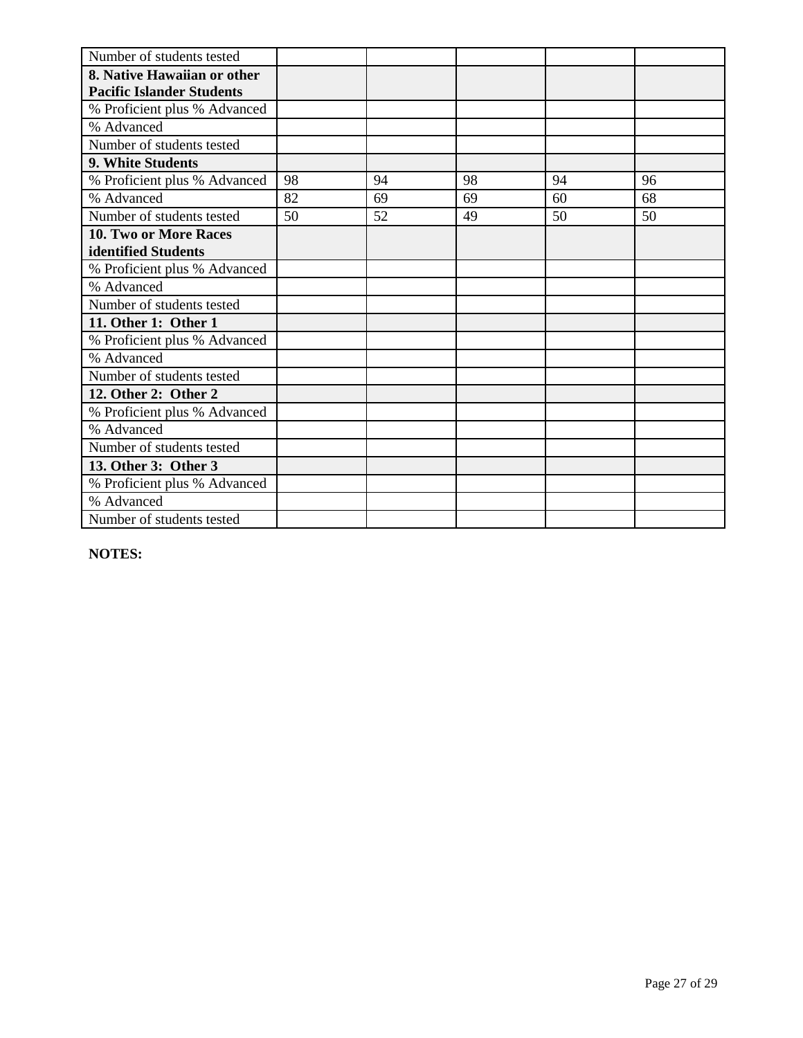| Number of students tested | | | | | |
|---|---|---|---|---|---|
| **8. Native Hawaiian or other Pacific Islander Students** | | | | | |
| % Proficient plus % Advanced | | | | | |
| % Advanced | | | | | |
| Number of students tested | | | | | |
| **9. White Students** | | | | | |
| % Proficient plus % Advanced | 98 | 94 | 98 | 94 | 96 |
| % Advanced | 82 | 69 | 69 | 60 | 68 |
| Number of students tested | 50 | 52 | 49 | 50 | 50 |
| **10. Two or More Races identified Students** | | | | | |
| % Proficient plus % Advanced | | | | | |
| % Advanced | | | | | |
| Number of students tested | | | | | |
| **11. Other 1: Other 1** | | | | | |
| % Proficient plus % Advanced | | | | | |
| % Advanced | | | | | |
| Number of students tested | | | | | |
| **12. Other 2: Other 2** | | | | | |
| % Proficient plus % Advanced | | | | | |
| % Advanced | | | | | |
| Number of students tested | | | | | |
| **13. Other 3: Other 3** | | | | | |
| % Proficient plus % Advanced | | | | | |
| % Advanced | | | | | |
| Number of students tested | | | | | |

**NOTES:**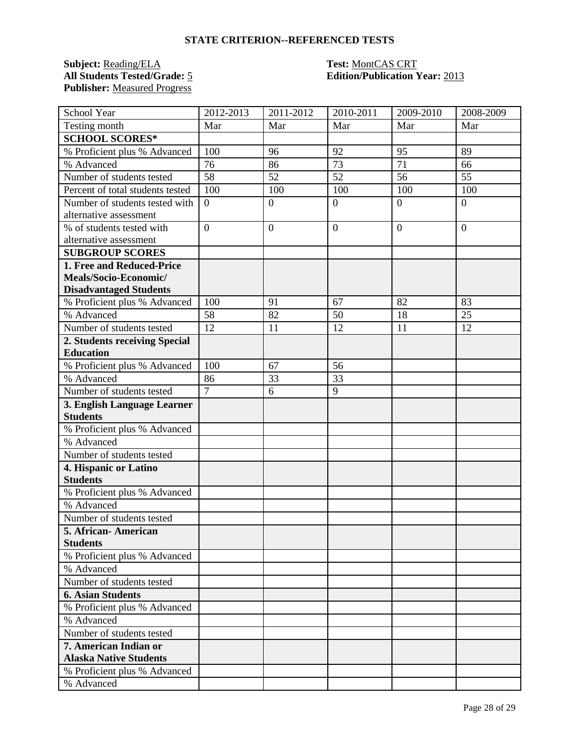## STATE CRITERION--REFERENCED TESTS

**Subject:** Reading/ELA
**All Students Tested/Grade:** 5
**Publisher:** Measured Progress

**Test:** MontCAS CRT
**Edition/Publication Year:** 2013

| School Year | 2012-2013 | 2011-2012 | 2010-2011 | 2009-2010 | 2008-2009 |
|---|---|---|---|---|---|
| Testing month | Mar | Mar | Mar | Mar | Mar |
| **SCHOOL SCORES*** | | | | | |
| % Proficient plus % Advanced | 100 | 96 | 92 | 95 | 89 |
| % Advanced | 76 | 86 | 73 | 71 | 66 |
| Number of students tested | 58 | 52 | 52 | 56 | 55 |
| Percent of total students tested | 100 | 100 | 100 | 100 | 100 |
| Number of students tested with alternative assessment | 0 | 0 | 0 | 0 | 0 |
| % of students tested with alternative assessment | 0 | 0 | 0 | 0 | 0 |
| **SUBGROUP SCORES** | | | | | |
| **1. Free and Reduced-Price Meals/Socio-Economic/ Disadvantaged Students** | | | | | |
| % Proficient plus % Advanced | 100 | 91 | 67 | 82 | 83 |
| % Advanced | 58 | 82 | 50 | 18 | 25 |
| Number of students tested | 12 | 11 | 12 | 11 | 12 |
| **2. Students receiving Special Education** | | | | | |
| % Proficient plus % Advanced | 100 | 67 | 56 | | |
| % Advanced | 86 | 33 | 33 | | |
| Number of students tested | 7 | 6 | 9 | | |
| **3. English Language Learner Students** | | | | | |
| % Proficient plus % Advanced | | | | | |
| % Advanced | | | | | |
| Number of students tested | | | | | |
| **4. Hispanic or Latino Students** | | | | | |
| % Proficient plus % Advanced | | | | | |
| % Advanced | | | | | |
| Number of students tested | | | | | |
| **5. African- American Students** | | | | | |
| % Proficient plus % Advanced | | | | | |
| % Advanced | | | | | |
| Number of students tested | | | | | |
| **6. Asian Students** | | | | | |
| % Proficient plus % Advanced | | | | | |
| % Advanced | | | | | |
| Number of students tested | | | | | |
| **7. American Indian or Alaska Native Students** | | | | | |
| % Proficient plus % Advanced | | | | | |
| % Advanced | | | | | |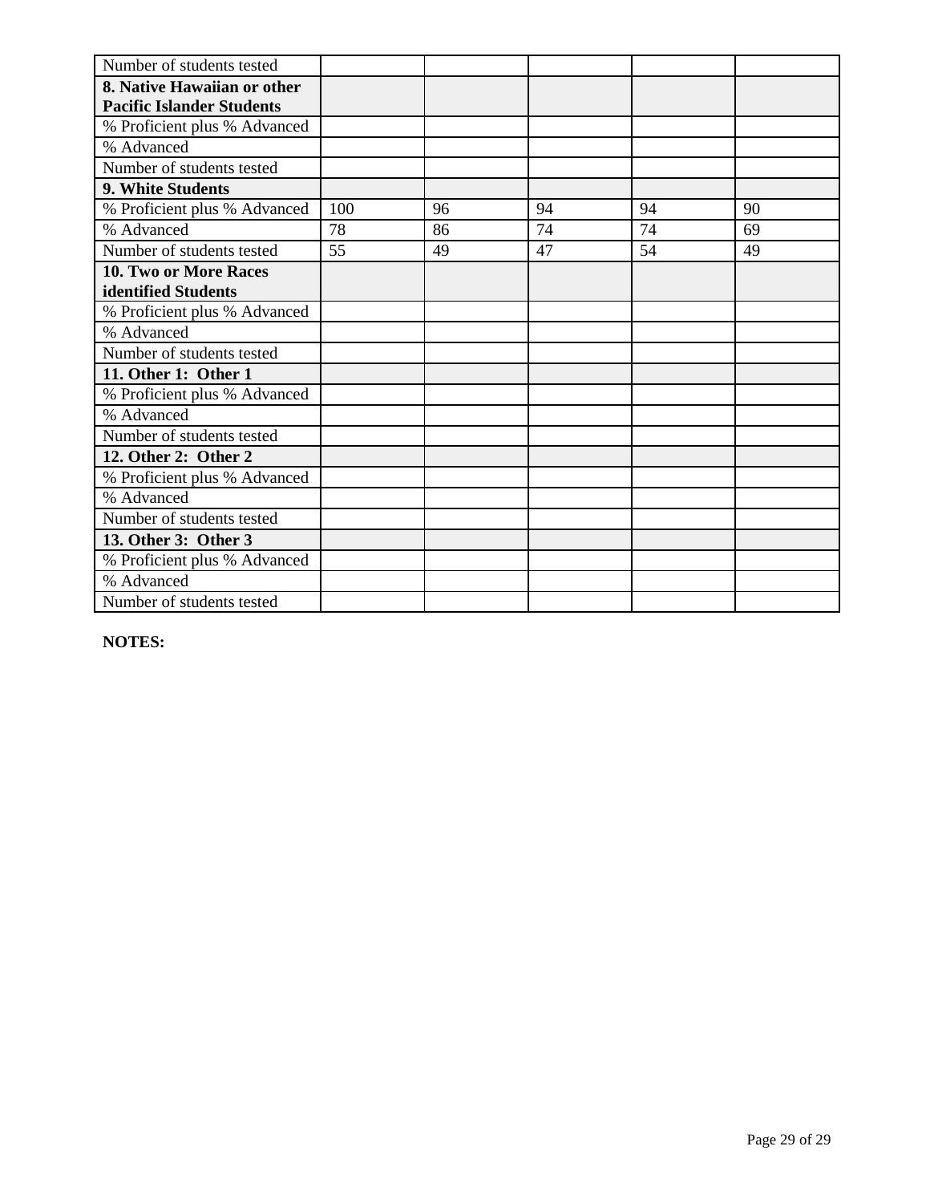| | | | | | |
|---|---|---|---|---|---|
| Number of students tested | | | | | |
| **8. Native Hawaiian or other Pacific Islander Students** | | | | | |
| % Proficient plus % Advanced | | | | | |
| % Advanced | | | | | |
| Number of students tested | | | | | |
| **9. White Students** | | | | | |
| % Proficient plus % Advanced | 100 | 96 | 94 | 94 | 90 |
| % Advanced | 78 | 86 | 74 | 74 | 69 |
| Number of students tested | 55 | 49 | 47 | 54 | 49 |
| **10. Two or More Races identified Students** | | | | | |
| % Proficient plus % Advanced | | | | | |
| % Advanced | | | | | |
| Number of students tested | | | | | |
| **11. Other 1: Other 1** | | | | | |
| % Proficient plus % Advanced | | | | | |
| % Advanced | | | | | |
| Number of students tested | | | | | |
| **12. Other 2: Other 2** | | | | | |
| % Proficient plus % Advanced | | | | | |
| % Advanced | | | | | |
| Number of students tested | | | | | |
| **13. Other 3: Other 3** | | | | | |
| % Proficient plus % Advanced | | | | | |
| % Advanced | | | | | |
| Number of students tested | | | | | |

**NOTES:**